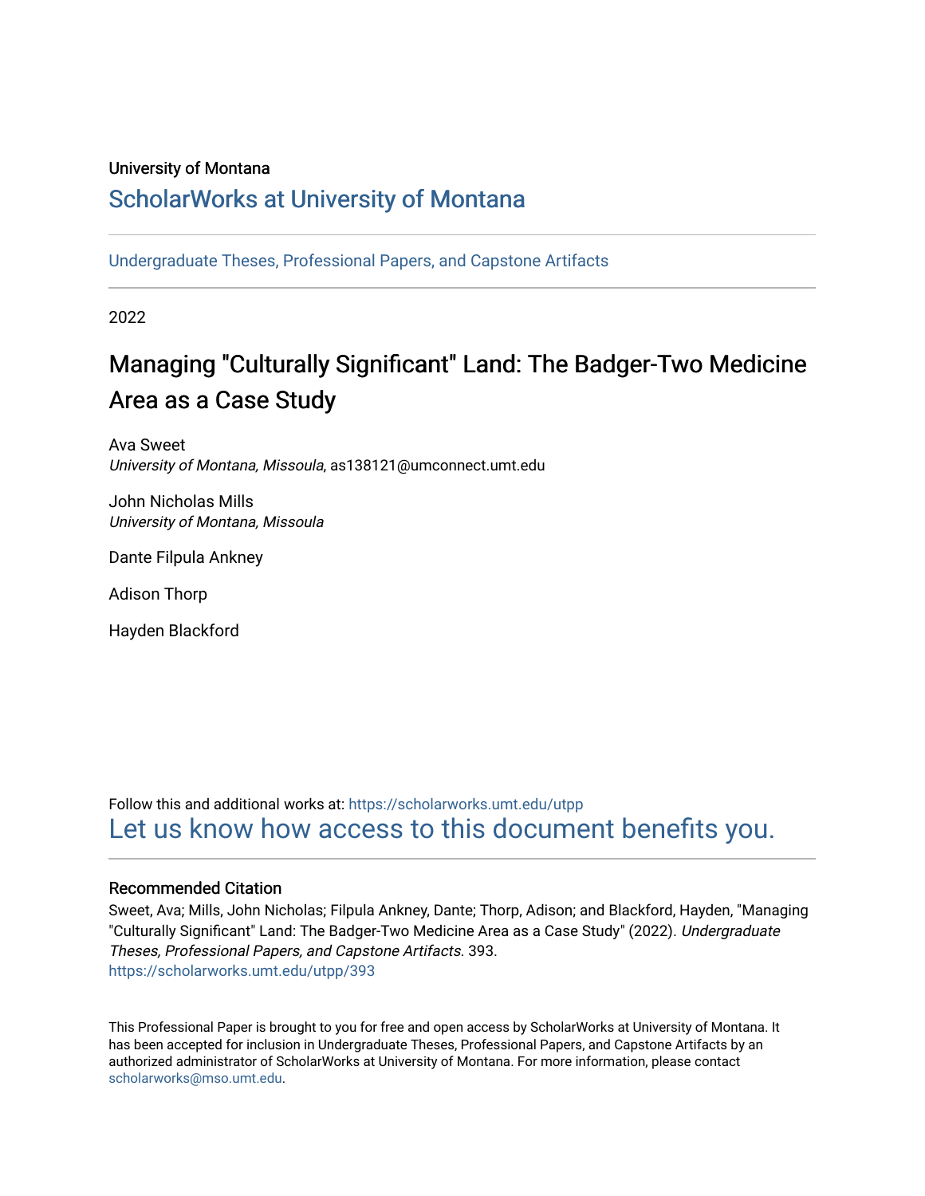University of Montana

## ScholarWorks at University of Montana

Undergraduate Theses, Professional Papers, and Capstone Artifacts

2022

# Managing "Culturally Significant" Land: The Badger-Two Medicine Area as a Case Study

Ava Sweet
*University of Montana, Missoula*, as138121@umconnect.umt.edu

John Nicholas Mills
*University of Montana, Missoula*

Dante Filpula Ankney

Adison Thorp

Hayden Blackford

Follow this and additional works at: https://scholarworks.umt.edu/utpp

Let us know how access to this document benefits you.

### Recommended Citation

Sweet, Ava; Mills, John Nicholas; Filpula Ankney, Dante; Thorp, Adison; and Blackford, Hayden, "Managing "Culturally Significant" Land: The Badger-Two Medicine Area as a Case Study" (2022). *Undergraduate Theses, Professional Papers, and Capstone Artifacts*. 393.
https://scholarworks.umt.edu/utpp/393

This Professional Paper is brought to you for free and open access by ScholarWorks at University of Montana. It has been accepted for inclusion in Undergraduate Theses, Professional Papers, and Capstone Artifacts by an authorized administrator of ScholarWorks at University of Montana. For more information, please contact scholarworks@mso.umt.edu.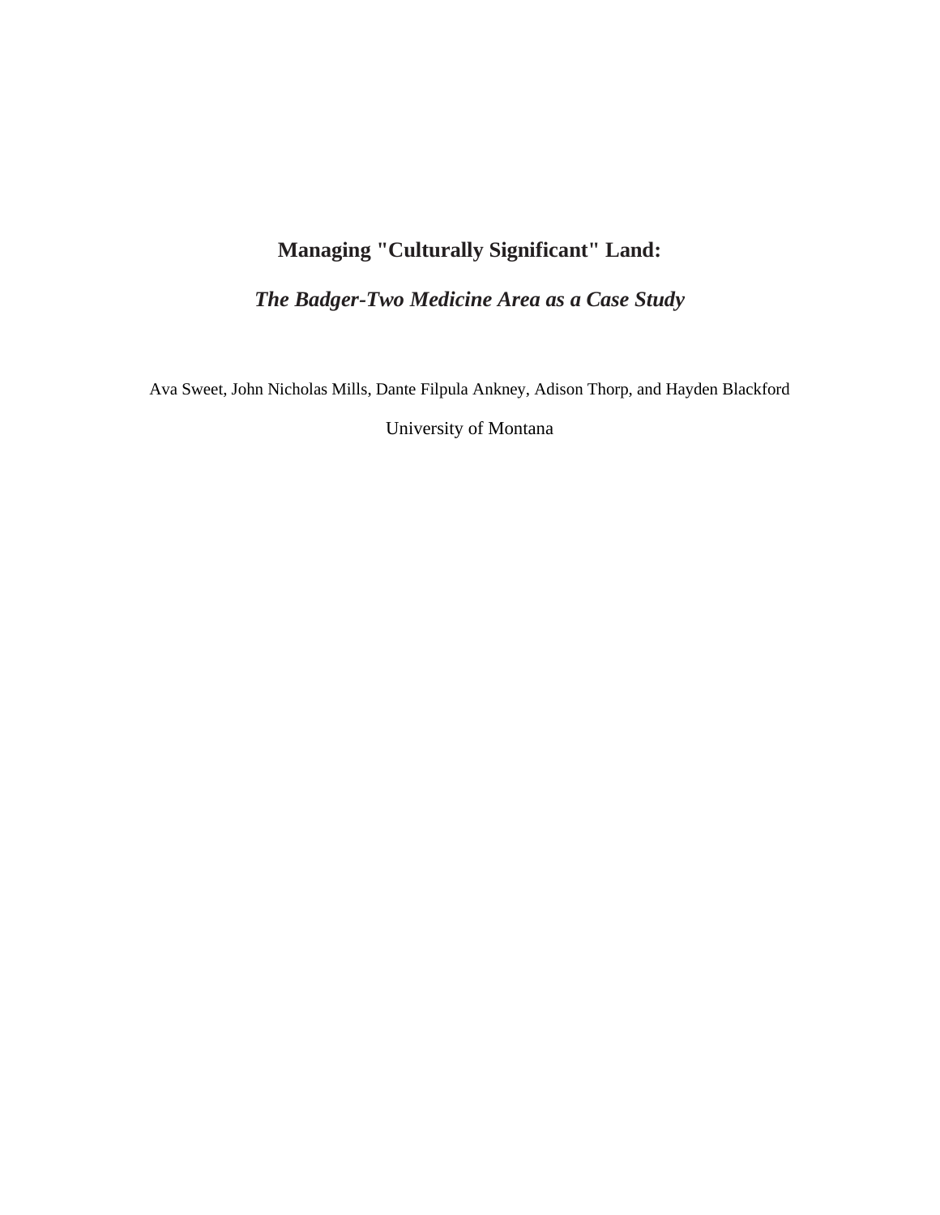# Managing "Culturally Significant" Land:

## *The Badger-Two Medicine Area as a Case Study*

Ava Sweet, John Nicholas Mills, Dante Filpula Ankney, Adison Thorp, and Hayden Blackford

University of Montana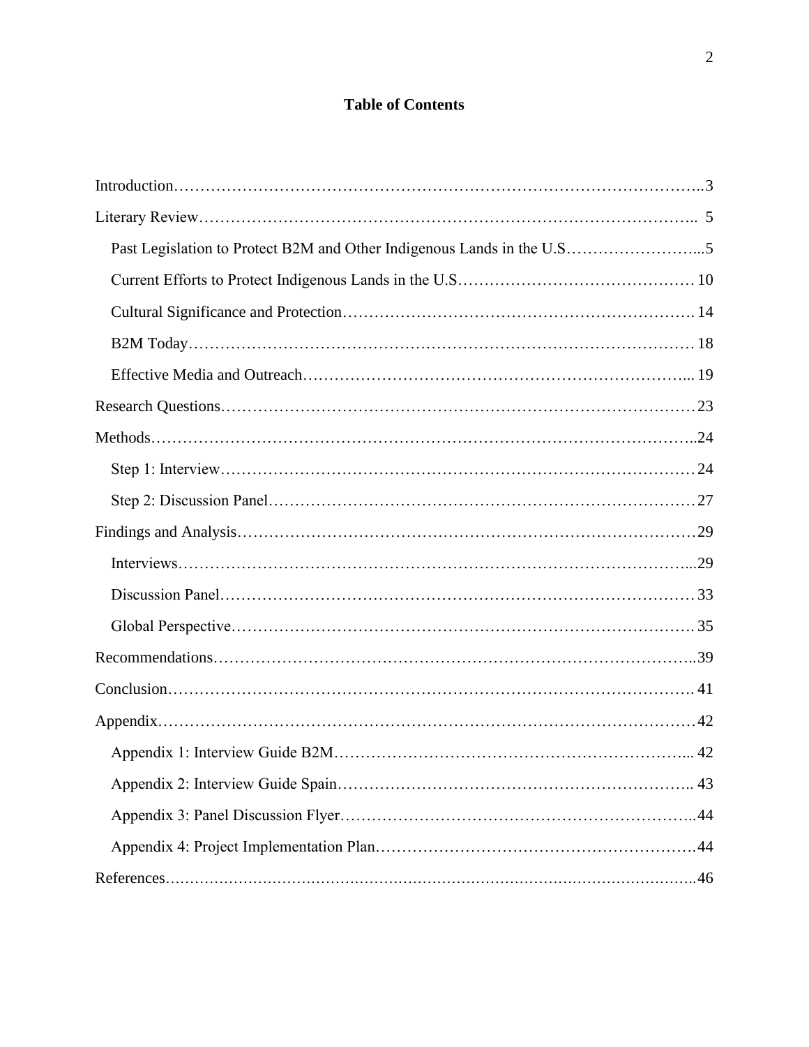# Table of Contents

Introduction……………………………………………………………………………………..3

Literary Review………………………………………………………………………………..  5

- Past Legislation to Protect B2M and Other Indigenous Lands in the U.S……………………...5
- Current Efforts to Protect Indigenous Lands in the U.S……………………………………… 10
- Cultural Significance and Protection………………………………………………………. 14
- B2M Today………………………………………………………………………………… 18
- Effective Media and Outreach………………………………………………………………... 19

Research Questions…………………………………………………………………………… 23

Methods………………………………………………………………………………………..24

- Step 1: Interview……………………………………………………………………………… 24
- Step 2: Discussion Panel……………………………………………………………………… 27

Findings and Analysis………………………………………………………………………… 29

- Interviews……………………………………………………………………………………...29
- Discussion Panel……………………………………………………………………………… 33
- Global Perspective…………………………………………………………………………… 35

Recommendations……………………………………………………………………………..39

Conclusion……………………………………………………………………………………. 41

Appendix……………………………………………………………………………………… 42

- Appendix 1: Interview Guide B2M………………………………………………………... 42
- Appendix 2: Interview Guide Spain……………………………………………………….. 43
- Appendix 3: Panel Discussion Flyer………………………………………………………..44
- Appendix 4: Project Implementation Plan…………………………………………………….44

References………………………………………………………………………………………..46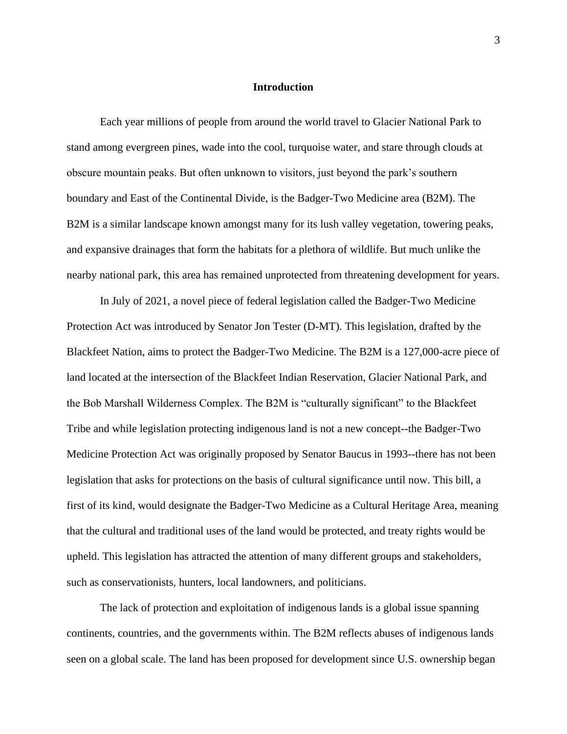## Introduction

Each year millions of people from around the world travel to Glacier National Park to stand among evergreen pines, wade into the cool, turquoise water, and stare through clouds at obscure mountain peaks. But often unknown to visitors, just beyond the park's southern boundary and East of the Continental Divide, is the Badger-Two Medicine area (B2M). The B2M is a similar landscape known amongst many for its lush valley vegetation, towering peaks, and expansive drainages that form the habitats for a plethora of wildlife. But much unlike the nearby national park, this area has remained unprotected from threatening development for years.

In July of 2021, a novel piece of federal legislation called the Badger-Two Medicine Protection Act was introduced by Senator Jon Tester (D-MT). This legislation, drafted by the Blackfeet Nation, aims to protect the Badger-Two Medicine. The B2M is a 127,000-acre piece of land located at the intersection of the Blackfeet Indian Reservation, Glacier National Park, and the Bob Marshall Wilderness Complex. The B2M is "culturally significant" to the Blackfeet Tribe and while legislation protecting indigenous land is not a new concept--the Badger-Two Medicine Protection Act was originally proposed by Senator Baucus in 1993--there has not been legislation that asks for protections on the basis of cultural significance until now. This bill, a first of its kind, would designate the Badger-Two Medicine as a Cultural Heritage Area, meaning that the cultural and traditional uses of the land would be protected, and treaty rights would be upheld. This legislation has attracted the attention of many different groups and stakeholders, such as conservationists, hunters, local landowners, and politicians.

The lack of protection and exploitation of indigenous lands is a global issue spanning continents, countries, and the governments within. The B2M reflects abuses of indigenous lands seen on a global scale. The land has been proposed for development since U.S. ownership began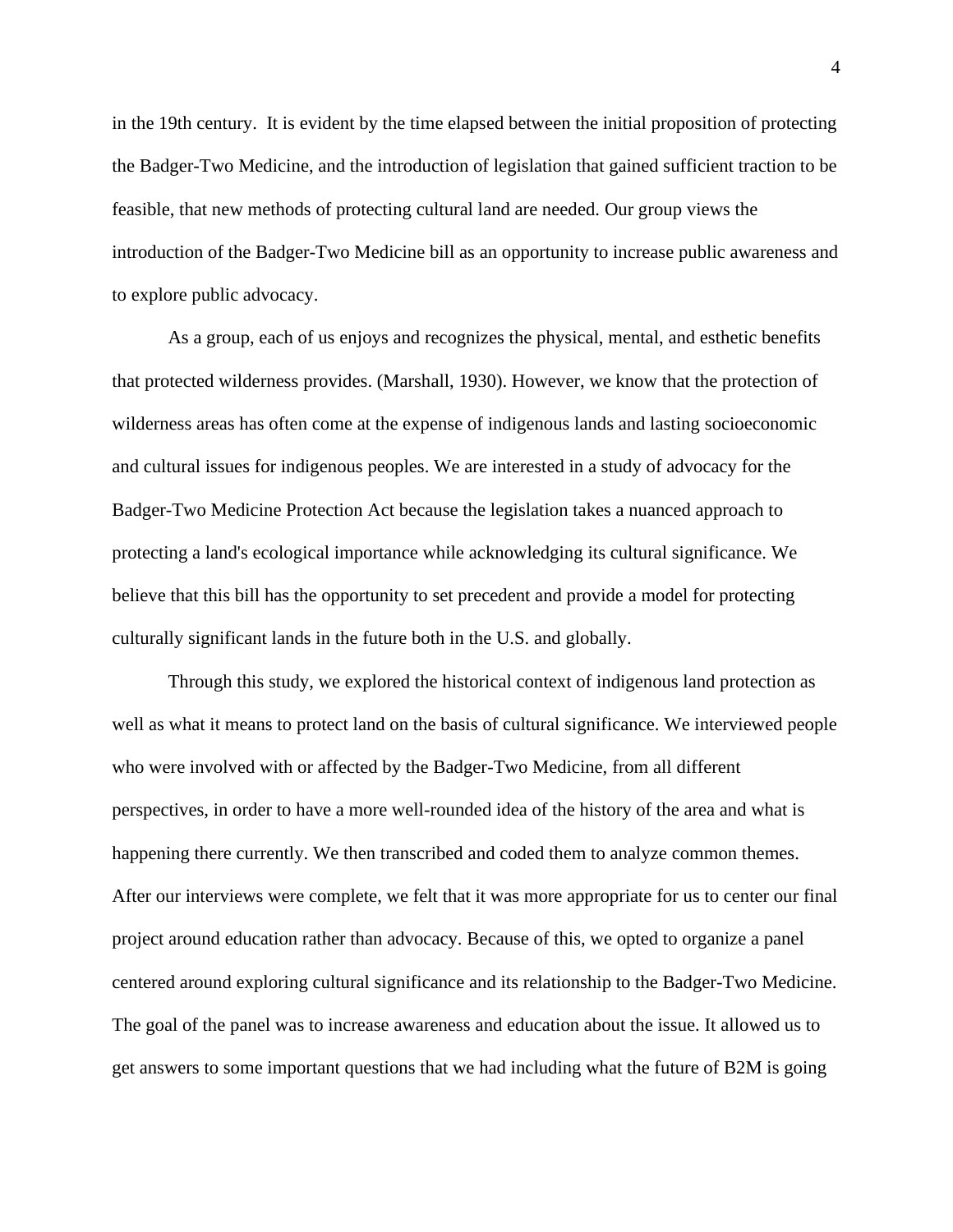in the 19th century. It is evident by the time elapsed between the initial proposition of protecting the Badger-Two Medicine, and the introduction of legislation that gained sufficient traction to be feasible, that new methods of protecting cultural land are needed. Our group views the introduction of the Badger-Two Medicine bill as an opportunity to increase public awareness and to explore public advocacy.

As a group, each of us enjoys and recognizes the physical, mental, and esthetic benefits that protected wilderness provides. (Marshall, 1930). However, we know that the protection of wilderness areas has often come at the expense of indigenous lands and lasting socioeconomic and cultural issues for indigenous peoples. We are interested in a study of advocacy for the Badger-Two Medicine Protection Act because the legislation takes a nuanced approach to protecting a land's ecological importance while acknowledging its cultural significance. We believe that this bill has the opportunity to set precedent and provide a model for protecting culturally significant lands in the future both in the U.S. and globally.

Through this study, we explored the historical context of indigenous land protection as well as what it means to protect land on the basis of cultural significance. We interviewed people who were involved with or affected by the Badger-Two Medicine, from all different perspectives, in order to have a more well-rounded idea of the history of the area and what is happening there currently. We then transcribed and coded them to analyze common themes. After our interviews were complete, we felt that it was more appropriate for us to center our final project around education rather than advocacy. Because of this, we opted to organize a panel centered around exploring cultural significance and its relationship to the Badger-Two Medicine. The goal of the panel was to increase awareness and education about the issue. It allowed us to get answers to some important questions that we had including what the future of B2M is going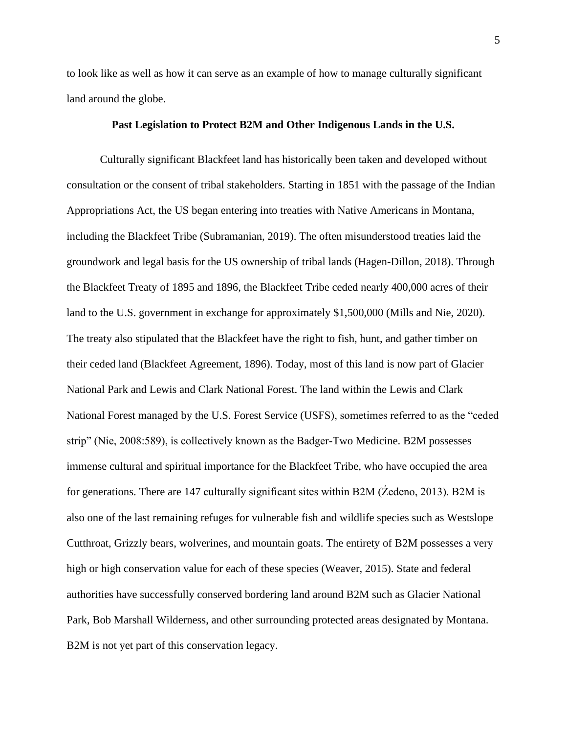to look like as well as how it can serve as an example of how to manage culturally significant land around the globe.

## Past Legislation to Protect B2M and Other Indigenous Lands in the U.S.

Culturally significant Blackfeet land has historically been taken and developed without consultation or the consent of tribal stakeholders. Starting in 1851 with the passage of the Indian Appropriations Act, the US began entering into treaties with Native Americans in Montana, including the Blackfeet Tribe (Subramanian, 2019). The often misunderstood treaties laid the groundwork and legal basis for the US ownership of tribal lands (Hagen-Dillon, 2018). Through the Blackfeet Treaty of 1895 and 1896, the Blackfeet Tribe ceded nearly 400,000 acres of their land to the U.S. government in exchange for approximately $1,500,000 (Mills and Nie, 2020). The treaty also stipulated that the Blackfeet have the right to fish, hunt, and gather timber on their ceded land (Blackfeet Agreement, 1896). Today, most of this land is now part of Glacier National Park and Lewis and Clark National Forest. The land within the Lewis and Clark National Forest managed by the U.S. Forest Service (USFS), sometimes referred to as the "ceded strip" (Nie, 2008:589), is collectively known as the Badger-Two Medicine. B2M possesses immense cultural and spiritual importance for the Blackfeet Tribe, who have occupied the area for generations. There are 147 culturally significant sites within B2M (Źedeno, 2013). B2M is also one of the last remaining refuges for vulnerable fish and wildlife species such as Westslope Cutthroat, Grizzly bears, wolverines, and mountain goats. The entirety of B2M possesses a very high or high conservation value for each of these species (Weaver, 2015). State and federal authorities have successfully conserved bordering land around B2M such as Glacier National Park, Bob Marshall Wilderness, and other surrounding protected areas designated by Montana. B2M is not yet part of this conservation legacy.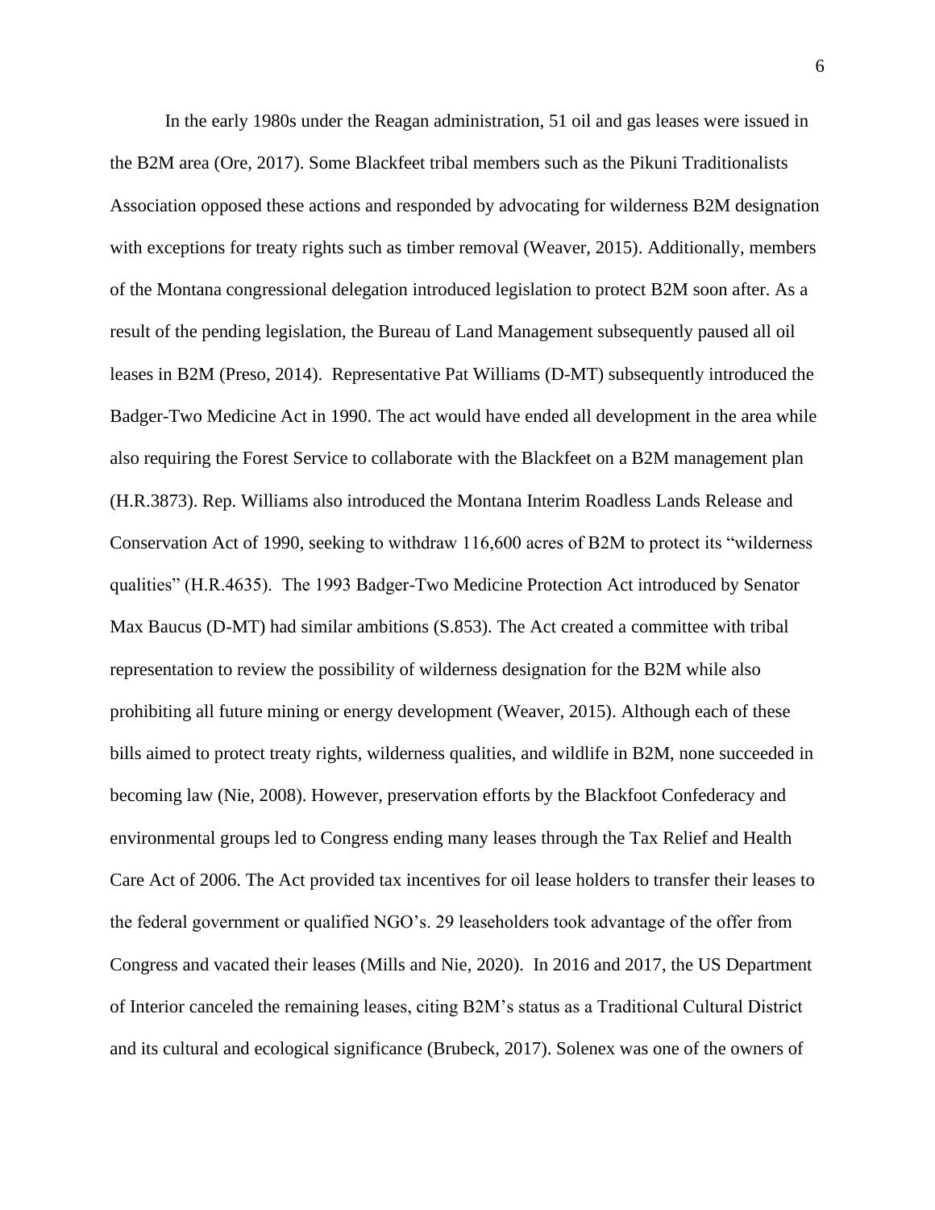In the early 1980s under the Reagan administration, 51 oil and gas leases were issued in the B2M area (Ore, 2017). Some Blackfeet tribal members such as the Pikuni Traditionalists Association opposed these actions and responded by advocating for wilderness B2M designation with exceptions for treaty rights such as timber removal (Weaver, 2015). Additionally, members of the Montana congressional delegation introduced legislation to protect B2M soon after. As a result of the pending legislation, the Bureau of Land Management subsequently paused all oil leases in B2M (Preso, 2014). Representative Pat Williams (D-MT) subsequently introduced the Badger-Two Medicine Act in 1990. The act would have ended all development in the area while also requiring the Forest Service to collaborate with the Blackfeet on a B2M management plan (H.R.3873). Rep. Williams also introduced the Montana Interim Roadless Lands Release and Conservation Act of 1990, seeking to withdraw 116,600 acres of B2M to protect its "wilderness qualities" (H.R.4635). The 1993 Badger-Two Medicine Protection Act introduced by Senator Max Baucus (D-MT) had similar ambitions (S.853). The Act created a committee with tribal representation to review the possibility of wilderness designation for the B2M while also prohibiting all future mining or energy development (Weaver, 2015). Although each of these bills aimed to protect treaty rights, wilderness qualities, and wildlife in B2M, none succeeded in becoming law (Nie, 2008). However, preservation efforts by the Blackfoot Confederacy and environmental groups led to Congress ending many leases through the Tax Relief and Health Care Act of 2006. The Act provided tax incentives for oil lease holders to transfer their leases to the federal government or qualified NGO's. 29 leaseholders took advantage of the offer from Congress and vacated their leases (Mills and Nie, 2020). In 2016 and 2017, the US Department of Interior canceled the remaining leases, citing B2M's status as a Traditional Cultural District and its cultural and ecological significance (Brubeck, 2017). Solenex was one of the owners of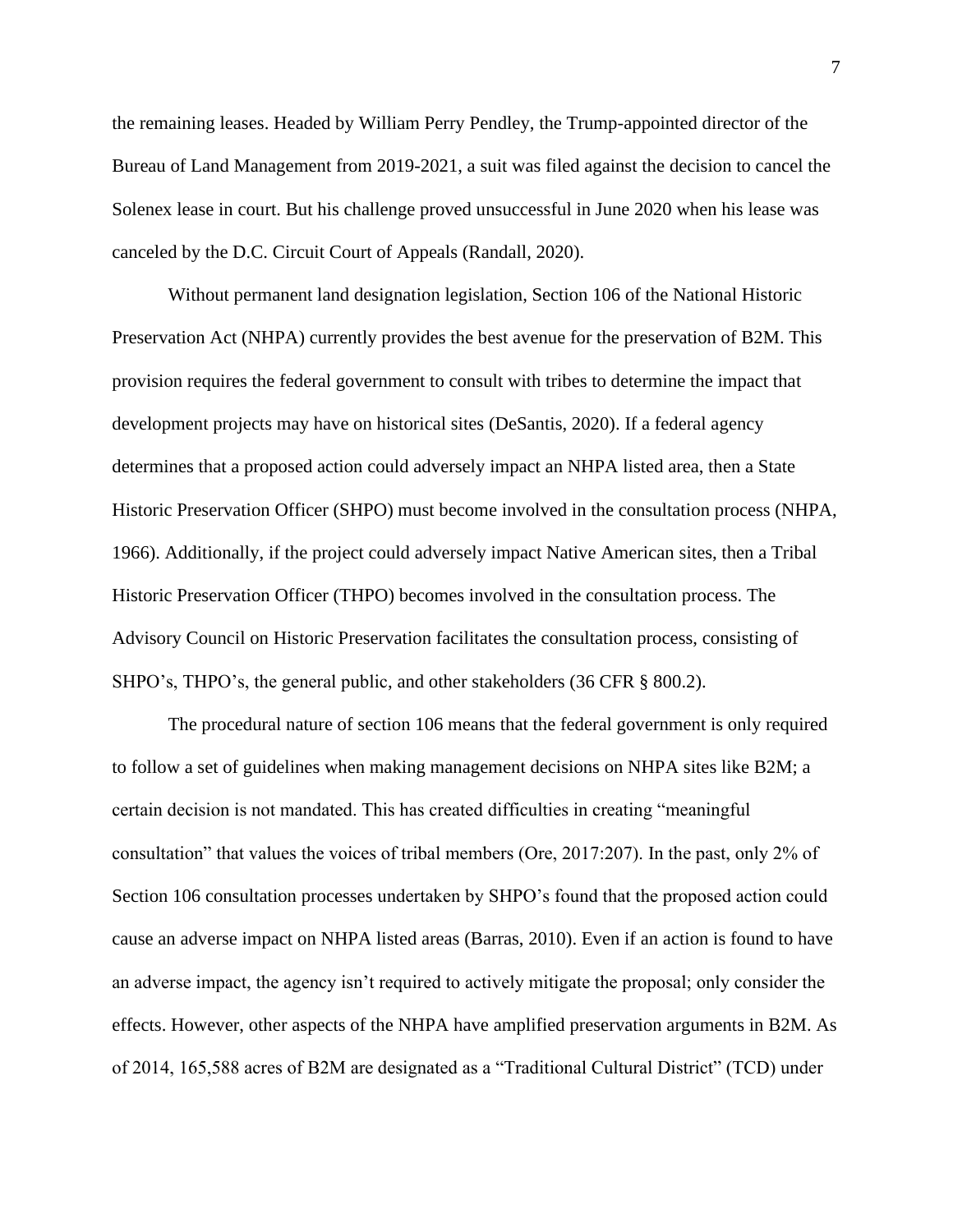the remaining leases. Headed by William Perry Pendley, the Trump-appointed director of the Bureau of Land Management from 2019-2021, a suit was filed against the decision to cancel the Solenex lease in court. But his challenge proved unsuccessful in June 2020 when his lease was canceled by the D.C. Circuit Court of Appeals (Randall, 2020).

Without permanent land designation legislation, Section 106 of the National Historic Preservation Act (NHPA) currently provides the best avenue for the preservation of B2M. This provision requires the federal government to consult with tribes to determine the impact that development projects may have on historical sites (DeSantis, 2020). If a federal agency determines that a proposed action could adversely impact an NHPA listed area, then a State Historic Preservation Officer (SHPO) must become involved in the consultation process (NHPA, 1966). Additionally, if the project could adversely impact Native American sites, then a Tribal Historic Preservation Officer (THPO) becomes involved in the consultation process. The Advisory Council on Historic Preservation facilitates the consultation process, consisting of SHPO's, THPO's, the general public, and other stakeholders (36 CFR § 800.2).

The procedural nature of section 106 means that the federal government is only required to follow a set of guidelines when making management decisions on NHPA sites like B2M; a certain decision is not mandated. This has created difficulties in creating "meaningful consultation" that values the voices of tribal members (Ore, 2017:207). In the past, only 2% of Section 106 consultation processes undertaken by SHPO's found that the proposed action could cause an adverse impact on NHPA listed areas (Barras, 2010). Even if an action is found to have an adverse impact, the agency isn't required to actively mitigate the proposal; only consider the effects. However, other aspects of the NHPA have amplified preservation arguments in B2M. As of 2014, 165,588 acres of B2M are designated as a "Traditional Cultural District" (TCD) under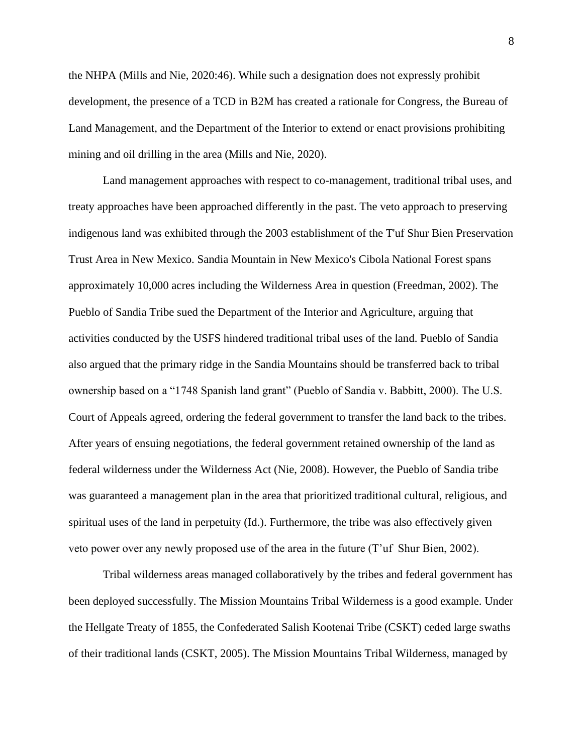the NHPA (Mills and Nie, 2020:46). While such a designation does not expressly prohibit development, the presence of a TCD in B2M has created a rationale for Congress, the Bureau of Land Management, and the Department of the Interior to extend or enact provisions prohibiting mining and oil drilling in the area (Mills and Nie, 2020).

Land management approaches with respect to co-management, traditional tribal uses, and treaty approaches have been approached differently in the past. The veto approach to preserving indigenous land was exhibited through the 2003 establishment of the T'uf Shur Bien Preservation Trust Area in New Mexico. Sandia Mountain in New Mexico's Cibola National Forest spans approximately 10,000 acres including the Wilderness Area in question (Freedman, 2002). The Pueblo of Sandia Tribe sued the Department of the Interior and Agriculture, arguing that activities conducted by the USFS hindered traditional tribal uses of the land. Pueblo of Sandia also argued that the primary ridge in the Sandia Mountains should be transferred back to tribal ownership based on a "1748 Spanish land grant" (Pueblo of Sandia v. Babbitt, 2000). The U.S. Court of Appeals agreed, ordering the federal government to transfer the land back to the tribes. After years of ensuing negotiations, the federal government retained ownership of the land as federal wilderness under the Wilderness Act (Nie, 2008). However, the Pueblo of Sandia tribe was guaranteed a management plan in the area that prioritized traditional cultural, religious, and spiritual uses of the land in perpetuity (Id.). Furthermore, the tribe was also effectively given veto power over any newly proposed use of the area in the future (T'uf Shur Bien, 2002).

Tribal wilderness areas managed collaboratively by the tribes and federal government has been deployed successfully. The Mission Mountains Tribal Wilderness is a good example. Under the Hellgate Treaty of 1855, the Confederated Salish Kootenai Tribe (CSKT) ceded large swaths of their traditional lands (CSKT, 2005). The Mission Mountains Tribal Wilderness, managed by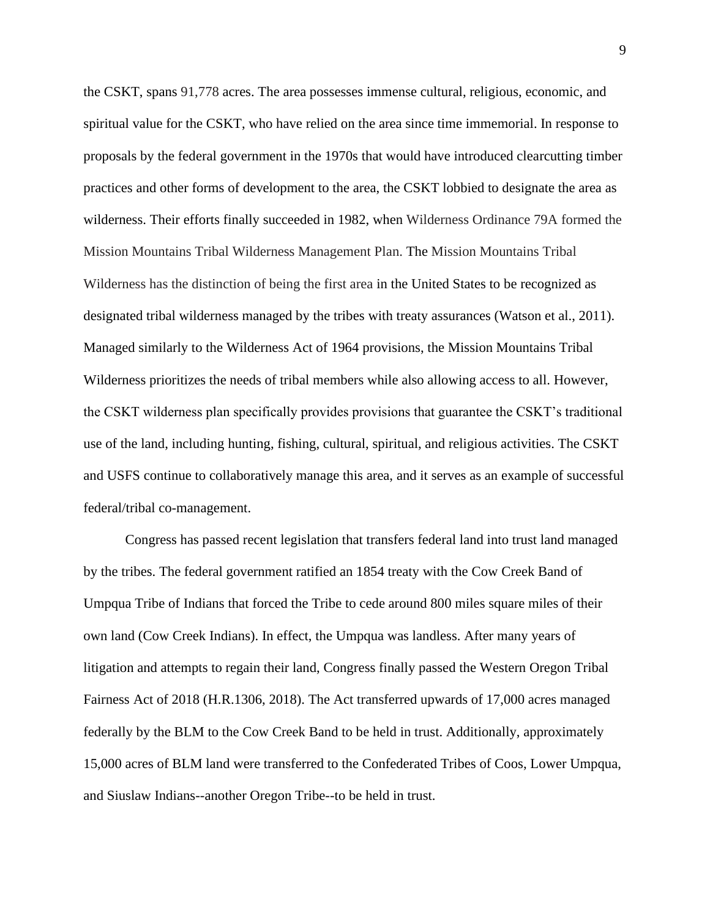the CSKT, spans 91,778 acres. The area possesses immense cultural, religious, economic, and spiritual value for the CSKT, who have relied on the area since time immemorial. In response to proposals by the federal government in the 1970s that would have introduced clearcutting timber practices and other forms of development to the area, the CSKT lobbied to designate the area as wilderness. Their efforts finally succeeded in 1982, when Wilderness Ordinance 79A formed the Mission Mountains Tribal Wilderness Management Plan. The Mission Mountains Tribal Wilderness has the distinction of being the first area in the United States to be recognized as designated tribal wilderness managed by the tribes with treaty assurances (Watson et al., 2011). Managed similarly to the Wilderness Act of 1964 provisions, the Mission Mountains Tribal Wilderness prioritizes the needs of tribal members while also allowing access to all. However, the CSKT wilderness plan specifically provides provisions that guarantee the CSKT's traditional use of the land, including hunting, fishing, cultural, spiritual, and religious activities. The CSKT and USFS continue to collaboratively manage this area, and it serves as an example of successful federal/tribal co-management.

Congress has passed recent legislation that transfers federal land into trust land managed by the tribes. The federal government ratified an 1854 treaty with the Cow Creek Band of Umpqua Tribe of Indians that forced the Tribe to cede around 800 miles square miles of their own land (Cow Creek Indians). In effect, the Umpqua was landless. After many years of litigation and attempts to regain their land, Congress finally passed the Western Oregon Tribal Fairness Act of 2018 (H.R.1306, 2018). The Act transferred upwards of 17,000 acres managed federally by the BLM to the Cow Creek Band to be held in trust. Additionally, approximately 15,000 acres of BLM land were transferred to the Confederated Tribes of Coos, Lower Umpqua, and Siuslaw Indians--another Oregon Tribe--to be held in trust.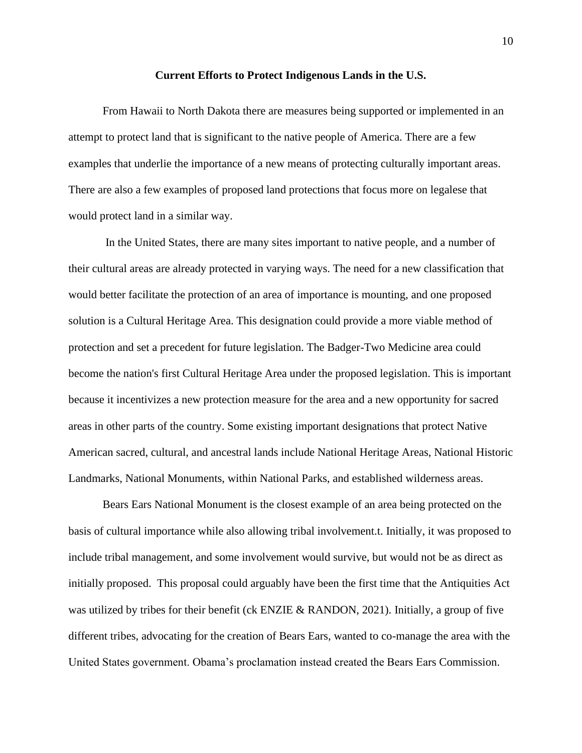## Current Efforts to Protect Indigenous Lands in the U.S.

From Hawaii to North Dakota there are measures being supported or implemented in an attempt to protect land that is significant to the native people of America. There are a few examples that underlie the importance of a new means of protecting culturally important areas. There are also a few examples of proposed land protections that focus more on legalese that would protect land in a similar way.

In the United States, there are many sites important to native people, and a number of their cultural areas are already protected in varying ways. The need for a new classification that would better facilitate the protection of an area of importance is mounting, and one proposed solution is a Cultural Heritage Area. This designation could provide a more viable method of protection and set a precedent for future legislation. The Badger-Two Medicine area could become the nation's first Cultural Heritage Area under the proposed legislation. This is important because it incentivizes a new protection measure for the area and a new opportunity for sacred areas in other parts of the country. Some existing important designations that protect Native American sacred, cultural, and ancestral lands include National Heritage Areas, National Historic Landmarks, National Monuments, within National Parks, and established wilderness areas.

Bears Ears National Monument is the closest example of an area being protected on the basis of cultural importance while also allowing tribal involvement.t. Initially, it was proposed to include tribal management, and some involvement would survive, but would not be as direct as initially proposed. This proposal could arguably have been the first time that the Antiquities Act was utilized by tribes for their benefit (ck ENZIE & RANDON, 2021). Initially, a group of five different tribes, advocating for the creation of Bears Ears, wanted to co-manage the area with the United States government. Obama's proclamation instead created the Bears Ears Commission.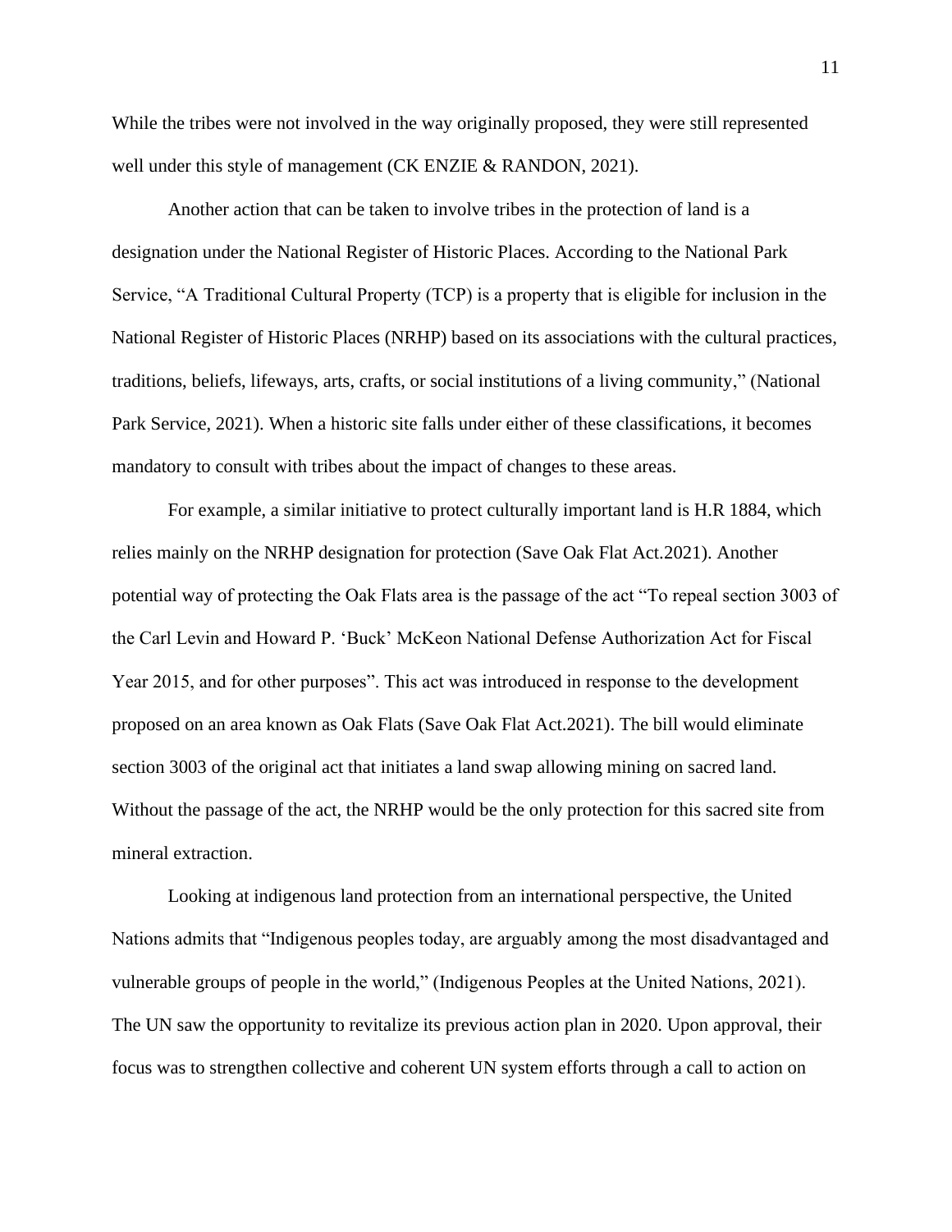While the tribes were not involved in the way originally proposed, they were still represented well under this style of management (CK ENZIE & RANDON, 2021).

Another action that can be taken to involve tribes in the protection of land is a designation under the National Register of Historic Places. According to the National Park Service, "A Traditional Cultural Property (TCP) is a property that is eligible for inclusion in the National Register of Historic Places (NRHP) based on its associations with the cultural practices, traditions, beliefs, lifeways, arts, crafts, or social institutions of a living community," (National Park Service, 2021). When a historic site falls under either of these classifications, it becomes mandatory to consult with tribes about the impact of changes to these areas.

For example, a similar initiative to protect culturally important land is H.R 1884, which relies mainly on the NRHP designation for protection (Save Oak Flat Act.2021). Another potential way of protecting the Oak Flats area is the passage of the act "To repeal section 3003 of the Carl Levin and Howard P. 'Buck' McKeon National Defense Authorization Act for Fiscal Year 2015, and for other purposes". This act was introduced in response to the development proposed on an area known as Oak Flats (Save Oak Flat Act.2021). The bill would eliminate section 3003 of the original act that initiates a land swap allowing mining on sacred land. Without the passage of the act, the NRHP would be the only protection for this sacred site from mineral extraction.

Looking at indigenous land protection from an international perspective, the United Nations admits that "Indigenous peoples today, are arguably among the most disadvantaged and vulnerable groups of people in the world," (Indigenous Peoples at the United Nations, 2021). The UN saw the opportunity to revitalize its previous action plan in 2020. Upon approval, their focus was to strengthen collective and coherent UN system efforts through a call to action on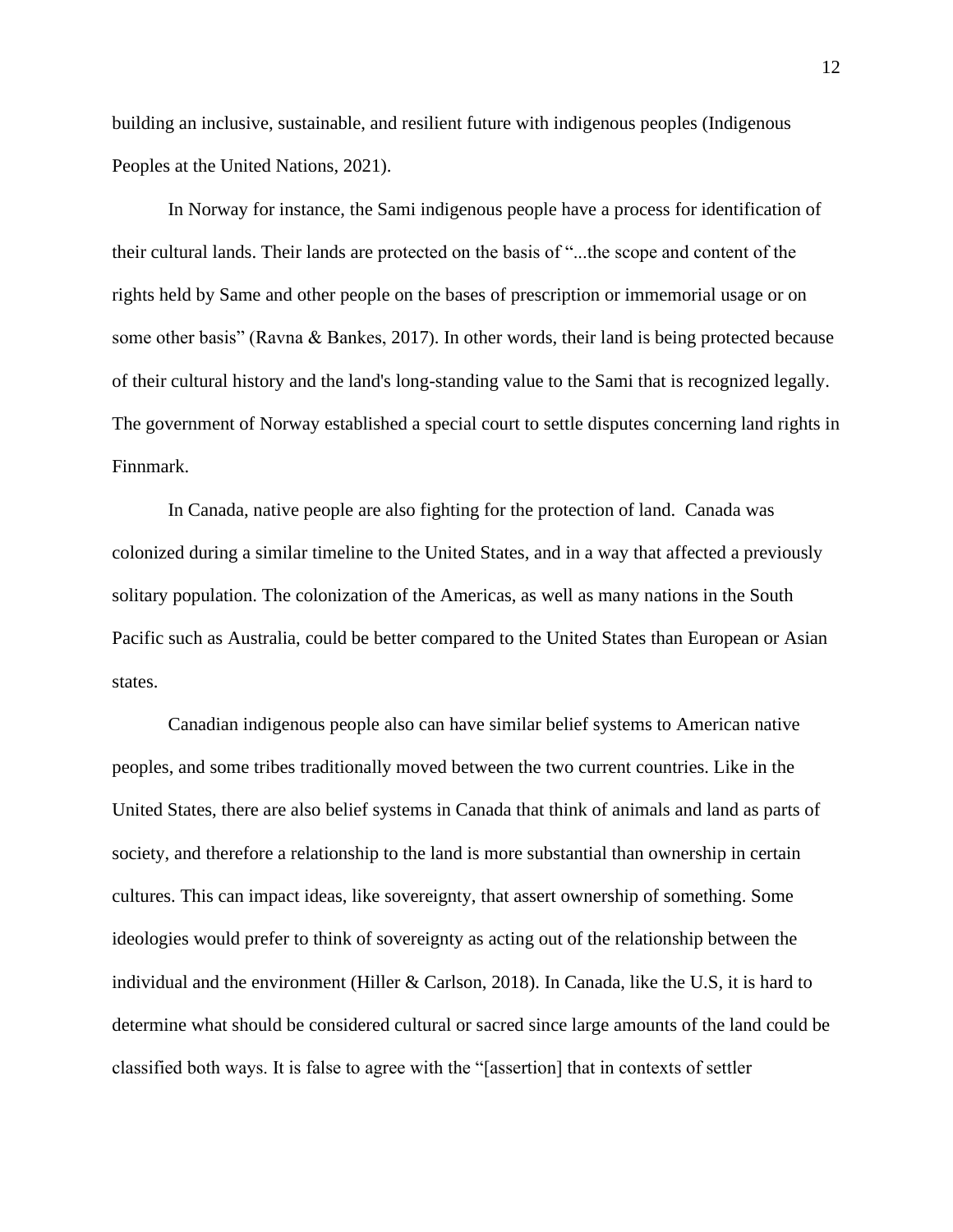building an inclusive, sustainable, and resilient future with indigenous peoples (Indigenous Peoples at the United Nations, 2021).

In Norway for instance, the Sami indigenous people have a process for identification of their cultural lands. Their lands are protected on the basis of "...the scope and content of the rights held by Same and other people on the bases of prescription or immemorial usage or on some other basis" (Ravna & Bankes, 2017). In other words, their land is being protected because of their cultural history and the land's long-standing value to the Sami that is recognized legally. The government of Norway established a special court to settle disputes concerning land rights in Finnmark.

In Canada, native people are also fighting for the protection of land. Canada was colonized during a similar timeline to the United States, and in a way that affected a previously solitary population. The colonization of the Americas, as well as many nations in the South Pacific such as Australia, could be better compared to the United States than European or Asian states.

Canadian indigenous people also can have similar belief systems to American native peoples, and some tribes traditionally moved between the two current countries. Like in the United States, there are also belief systems in Canada that think of animals and land as parts of society, and therefore a relationship to the land is more substantial than ownership in certain cultures. This can impact ideas, like sovereignty, that assert ownership of something. Some ideologies would prefer to think of sovereignty as acting out of the relationship between the individual and the environment (Hiller & Carlson, 2018). In Canada, like the U.S, it is hard to determine what should be considered cultural or sacred since large amounts of the land could be classified both ways. It is false to agree with the "[assertion] that in contexts of settler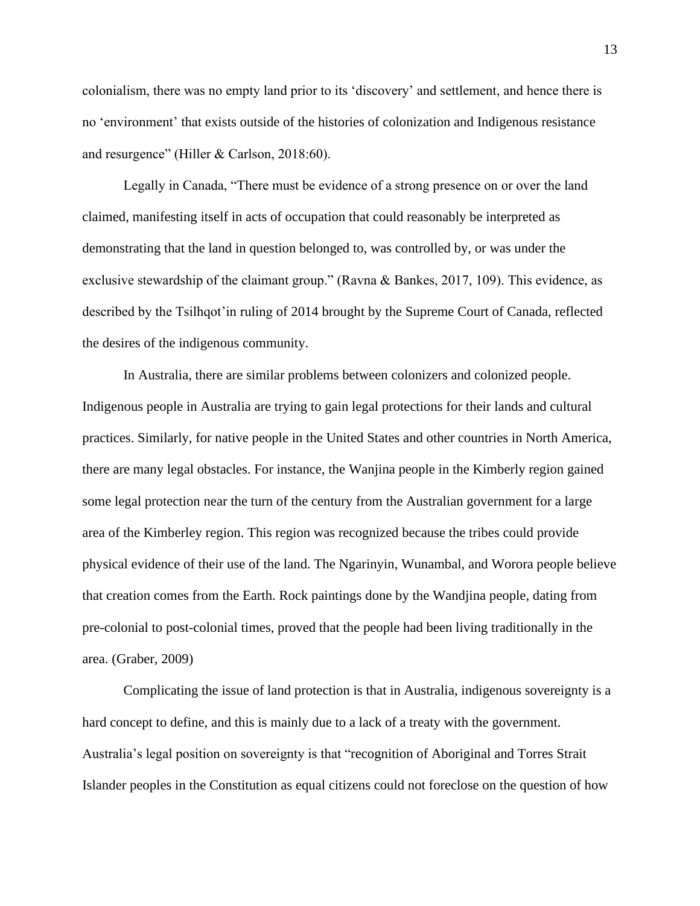colonialism, there was no empty land prior to its 'discovery' and settlement, and hence there is no 'environment' that exists outside of the histories of colonization and Indigenous resistance and resurgence" (Hiller & Carlson, 2018:60).

Legally in Canada, "There must be evidence of a strong presence on or over the land claimed, manifesting itself in acts of occupation that could reasonably be interpreted as demonstrating that the land in question belonged to, was controlled by, or was under the exclusive stewardship of the claimant group." (Ravna & Bankes, 2017, 109). This evidence, as described by the Tsilhqot'in ruling of 2014 brought by the Supreme Court of Canada, reflected the desires of the indigenous community.

In Australia, there are similar problems between colonizers and colonized people. Indigenous people in Australia are trying to gain legal protections for their lands and cultural practices. Similarly, for native people in the United States and other countries in North America, there are many legal obstacles. For instance, the Wanjina people in the Kimberly region gained some legal protection near the turn of the century from the Australian government for a large area of the Kimberley region. This region was recognized because the tribes could provide physical evidence of their use of the land. The Ngarinyin, Wunambal, and Worora people believe that creation comes from the Earth. Rock paintings done by the Wandjina people, dating from pre-colonial to post-colonial times, proved that the people had been living traditionally in the area. (Graber, 2009)

Complicating the issue of land protection is that in Australia, indigenous sovereignty is a hard concept to define, and this is mainly due to a lack of a treaty with the government. Australia's legal position on sovereignty is that "recognition of Aboriginal and Torres Strait Islander peoples in the Constitution as equal citizens could not foreclose on the question of how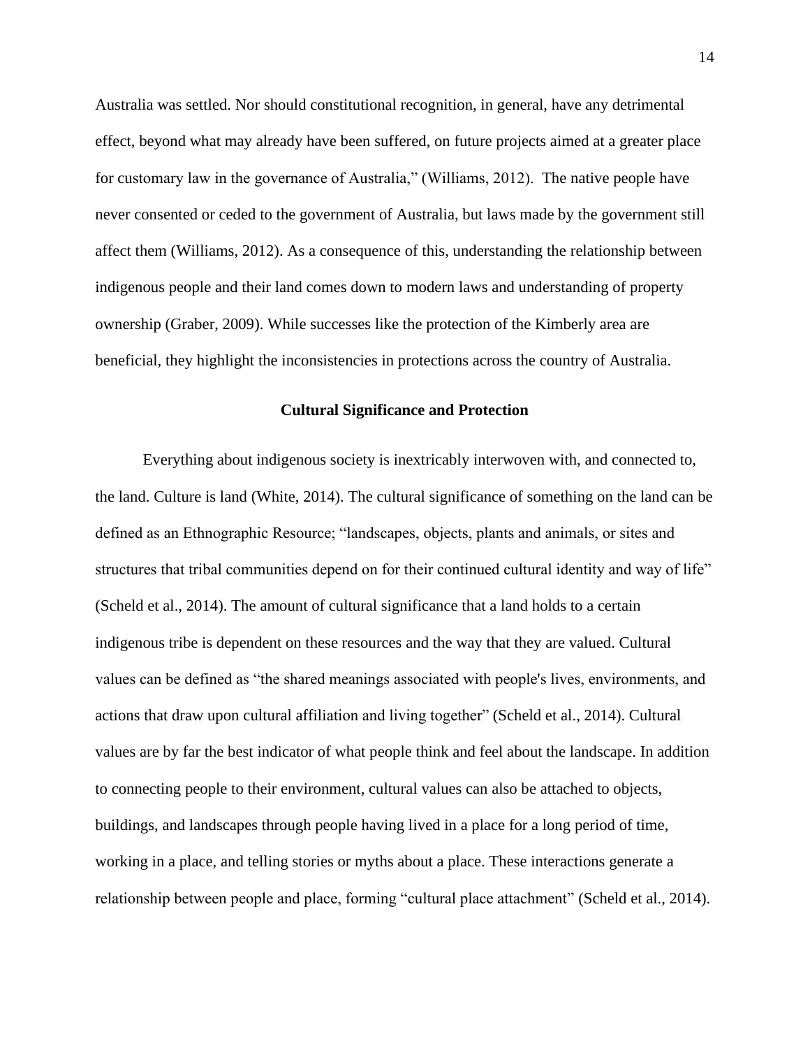Australia was settled. Nor should constitutional recognition, in general, have any detrimental effect, beyond what may already have been suffered, on future projects aimed at a greater place for customary law in the governance of Australia," (Williams, 2012). The native people have never consented or ceded to the government of Australia, but laws made by the government still affect them (Williams, 2012). As a consequence of this, understanding the relationship between indigenous people and their land comes down to modern laws and understanding of property ownership (Graber, 2009). While successes like the protection of the Kimberly area are beneficial, they highlight the inconsistencies in protections across the country of Australia.

## Cultural Significance and Protection

Everything about indigenous society is inextricably interwoven with, and connected to, the land. Culture is land (White, 2014). The cultural significance of something on the land can be defined as an Ethnographic Resource; "landscapes, objects, plants and animals, or sites and structures that tribal communities depend on for their continued cultural identity and way of life" (Scheld et al., 2014). The amount of cultural significance that a land holds to a certain indigenous tribe is dependent on these resources and the way that they are valued. Cultural values can be defined as "the shared meanings associated with people's lives, environments, and actions that draw upon cultural affiliation and living together" (Scheld et al., 2014). Cultural values are by far the best indicator of what people think and feel about the landscape. In addition to connecting people to their environment, cultural values can also be attached to objects, buildings, and landscapes through people having lived in a place for a long period of time, working in a place, and telling stories or myths about a place. These interactions generate a relationship between people and place, forming "cultural place attachment" (Scheld et al., 2014).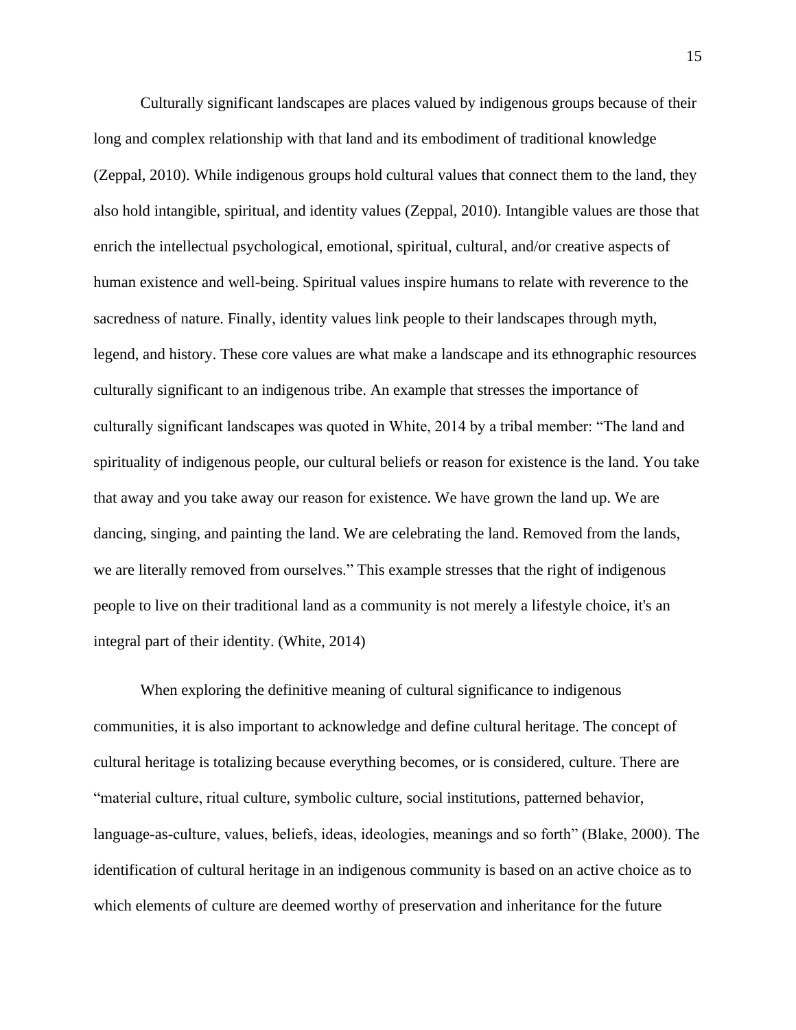Culturally significant landscapes are places valued by indigenous groups because of their long and complex relationship with that land and its embodiment of traditional knowledge (Zeppal, 2010). While indigenous groups hold cultural values that connect them to the land, they also hold intangible, spiritual, and identity values (Zeppal, 2010). Intangible values are those that enrich the intellectual psychological, emotional, spiritual, cultural, and/or creative aspects of human existence and well-being. Spiritual values inspire humans to relate with reverence to the sacredness of nature. Finally, identity values link people to their landscapes through myth, legend, and history. These core values are what make a landscape and its ethnographic resources culturally significant to an indigenous tribe. An example that stresses the importance of culturally significant landscapes was quoted in White, 2014 by a tribal member: "The land and spirituality of indigenous people, our cultural beliefs or reason for existence is the land. You take that away and you take away our reason for existence. We have grown the land up. We are dancing, singing, and painting the land. We are celebrating the land. Removed from the lands, we are literally removed from ourselves." This example stresses that the right of indigenous people to live on their traditional land as a community is not merely a lifestyle choice, it's an integral part of their identity. (White, 2014)

When exploring the definitive meaning of cultural significance to indigenous communities, it is also important to acknowledge and define cultural heritage. The concept of cultural heritage is totalizing because everything becomes, or is considered, culture. There are "material culture, ritual culture, symbolic culture, social institutions, patterned behavior, language-as-culture, values, beliefs, ideas, ideologies, meanings and so forth" (Blake, 2000). The identification of cultural heritage in an indigenous community is based on an active choice as to which elements of culture are deemed worthy of preservation and inheritance for the future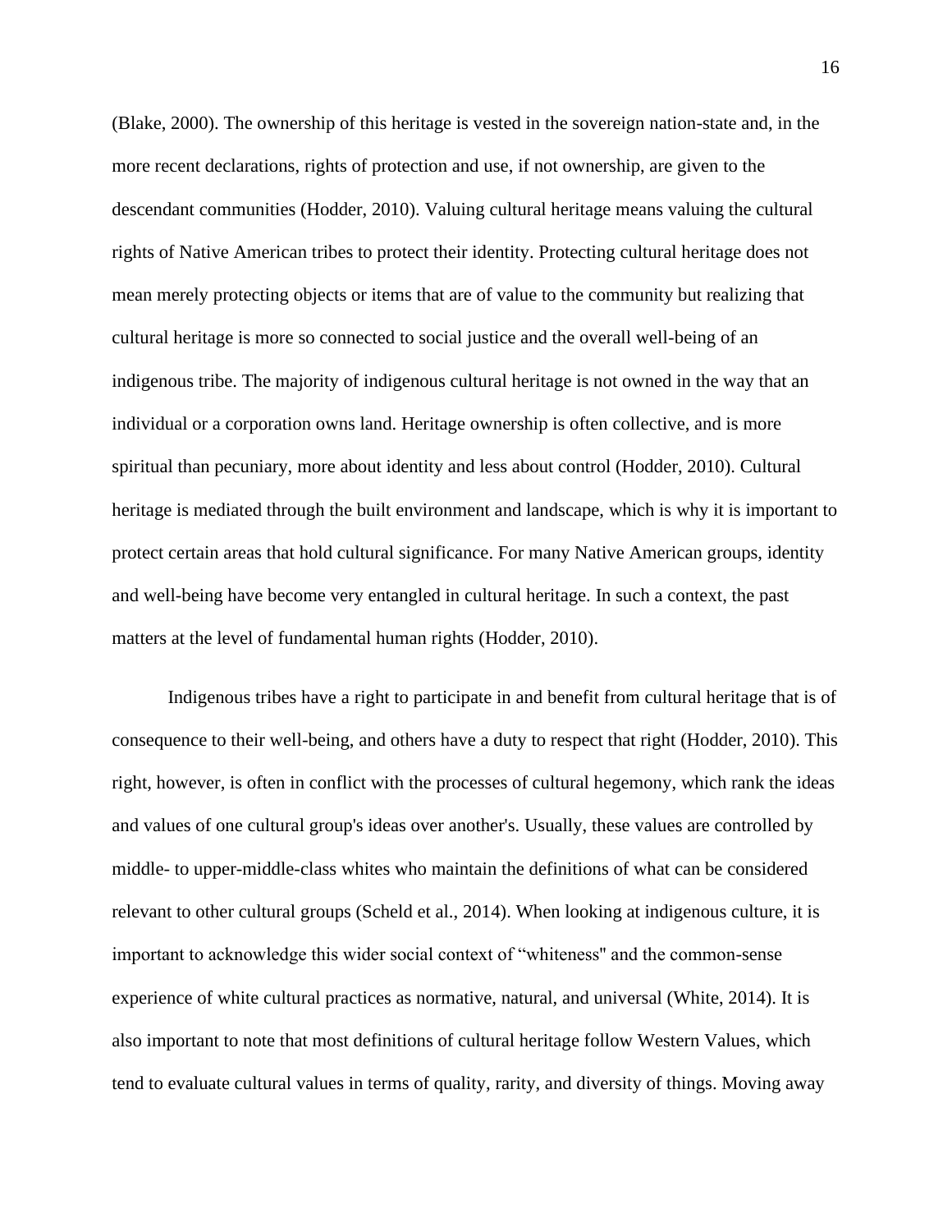(Blake, 2000). The ownership of this heritage is vested in the sovereign nation-state and, in the more recent declarations, rights of protection and use, if not ownership, are given to the descendant communities (Hodder, 2010). Valuing cultural heritage means valuing the cultural rights of Native American tribes to protect their identity. Protecting cultural heritage does not mean merely protecting objects or items that are of value to the community but realizing that cultural heritage is more so connected to social justice and the overall well-being of an indigenous tribe. The majority of indigenous cultural heritage is not owned in the way that an individual or a corporation owns land. Heritage ownership is often collective, and is more spiritual than pecuniary, more about identity and less about control (Hodder, 2010). Cultural heritage is mediated through the built environment and landscape, which is why it is important to protect certain areas that hold cultural significance. For many Native American groups, identity and well-being have become very entangled in cultural heritage. In such a context, the past matters at the level of fundamental human rights (Hodder, 2010).

Indigenous tribes have a right to participate in and benefit from cultural heritage that is of consequence to their well-being, and others have a duty to respect that right (Hodder, 2010). This right, however, is often in conflict with the processes of cultural hegemony, which rank the ideas and values of one cultural group's ideas over another's. Usually, these values are controlled by middle- to upper-middle-class whites who maintain the definitions of what can be considered relevant to other cultural groups (Scheld et al., 2014). When looking at indigenous culture, it is important to acknowledge this wider social context of "whiteness" and the common-sense experience of white cultural practices as normative, natural, and universal (White, 2014). It is also important to note that most definitions of cultural heritage follow Western Values, which tend to evaluate cultural values in terms of quality, rarity, and diversity of things. Moving away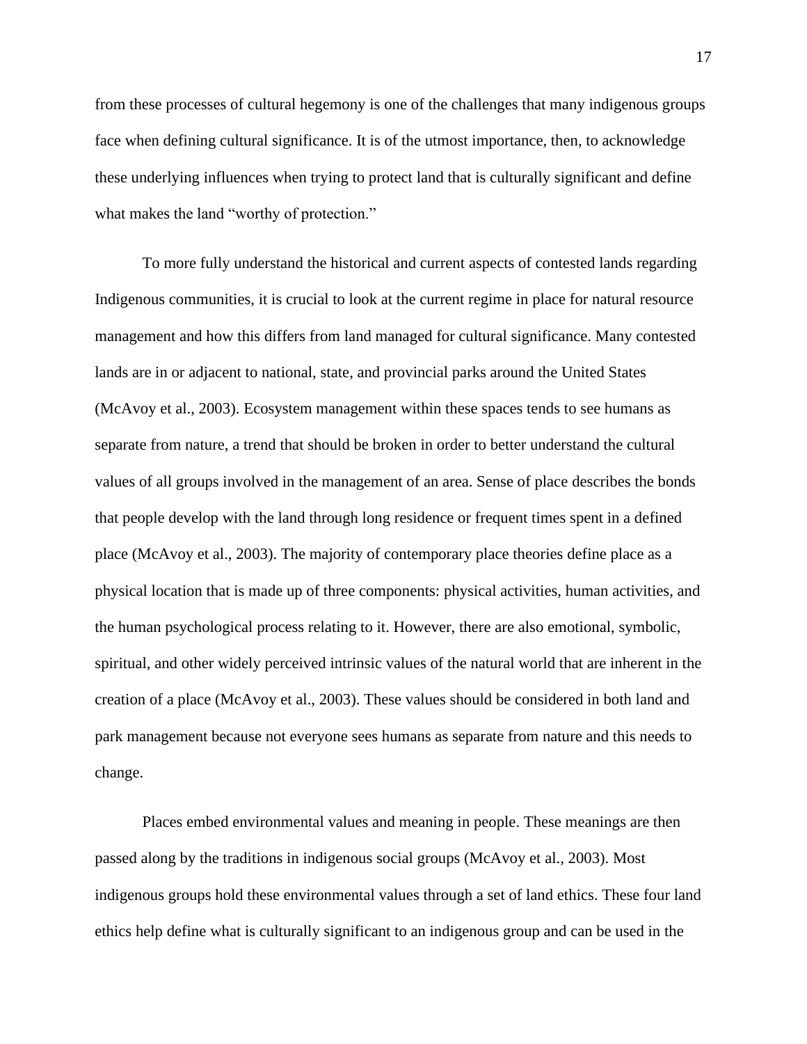from these processes of cultural hegemony is one of the challenges that many indigenous groups face when defining cultural significance. It is of the utmost importance, then, to acknowledge these underlying influences when trying to protect land that is culturally significant and define what makes the land "worthy of protection."

To more fully understand the historical and current aspects of contested lands regarding Indigenous communities, it is crucial to look at the current regime in place for natural resource management and how this differs from land managed for cultural significance. Many contested lands are in or adjacent to national, state, and provincial parks around the United States (McAvoy et al., 2003). Ecosystem management within these spaces tends to see humans as separate from nature, a trend that should be broken in order to better understand the cultural values of all groups involved in the management of an area. Sense of place describes the bonds that people develop with the land through long residence or frequent times spent in a defined place (McAvoy et al., 2003). The majority of contemporary place theories define place as a physical location that is made up of three components: physical activities, human activities, and the human psychological process relating to it. However, there are also emotional, symbolic, spiritual, and other widely perceived intrinsic values of the natural world that are inherent in the creation of a place (McAvoy et al., 2003). These values should be considered in both land and park management because not everyone sees humans as separate from nature and this needs to change.

Places embed environmental values and meaning in people. These meanings are then passed along by the traditions in indigenous social groups (McAvoy et al., 2003). Most indigenous groups hold these environmental values through a set of land ethics. These four land ethics help define what is culturally significant to an indigenous group and can be used in the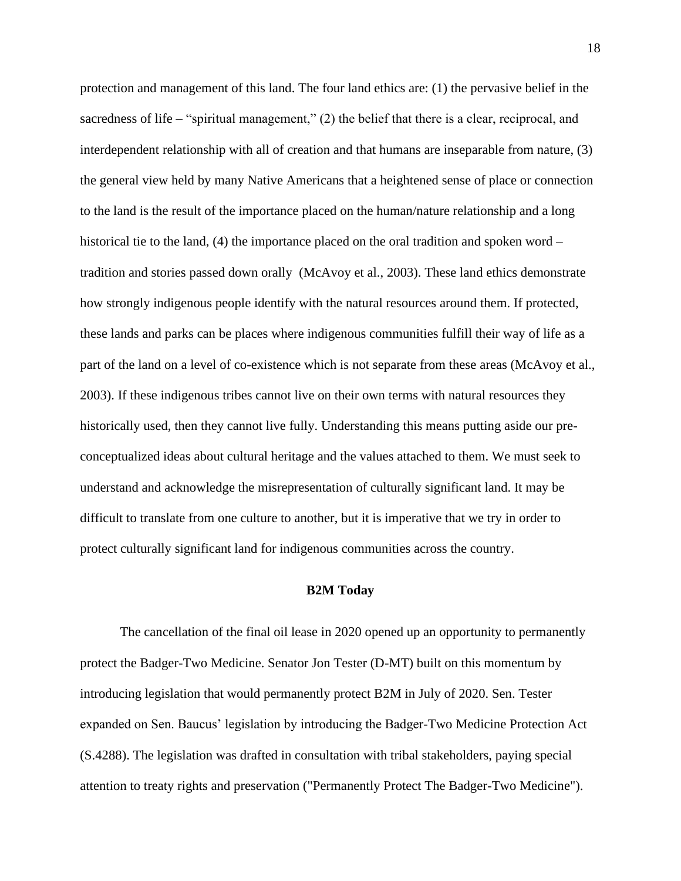protection and management of this land. The four land ethics are: (1) the pervasive belief in the sacredness of life – "spiritual management," (2) the belief that there is a clear, reciprocal, and interdependent relationship with all of creation and that humans are inseparable from nature, (3) the general view held by many Native Americans that a heightened sense of place or connection to the land is the result of the importance placed on the human/nature relationship and a long historical tie to the land, (4) the importance placed on the oral tradition and spoken word – tradition and stories passed down orally (McAvoy et al., 2003). These land ethics demonstrate how strongly indigenous people identify with the natural resources around them. If protected, these lands and parks can be places where indigenous communities fulfill their way of life as a part of the land on a level of co-existence which is not separate from these areas (McAvoy et al., 2003). If these indigenous tribes cannot live on their own terms with natural resources they historically used, then they cannot live fully. Understanding this means putting aside our pre-conceptualized ideas about cultural heritage and the values attached to them. We must seek to understand and acknowledge the misrepresentation of culturally significant land. It may be difficult to translate from one culture to another, but it is imperative that we try in order to protect culturally significant land for indigenous communities across the country.

## B2M Today

The cancellation of the final oil lease in 2020 opened up an opportunity to permanently protect the Badger-Two Medicine. Senator Jon Tester (D-MT) built on this momentum by introducing legislation that would permanently protect B2M in July of 2020. Sen. Tester expanded on Sen. Baucus' legislation by introducing the Badger-Two Medicine Protection Act (S.4288). The legislation was drafted in consultation with tribal stakeholders, paying special attention to treaty rights and preservation ("Permanently Protect The Badger-Two Medicine").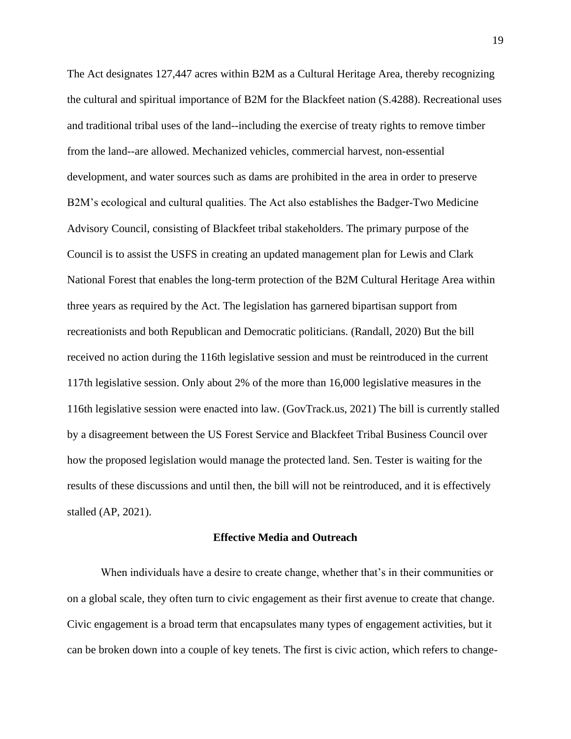The Act designates 127,447 acres within B2M as a Cultural Heritage Area, thereby recognizing the cultural and spiritual importance of B2M for the Blackfeet nation (S.4288). Recreational uses and traditional tribal uses of the land--including the exercise of treaty rights to remove timber from the land--are allowed. Mechanized vehicles, commercial harvest, non-essential development, and water sources such as dams are prohibited in the area in order to preserve B2M's ecological and cultural qualities. The Act also establishes the Badger-Two Medicine Advisory Council, consisting of Blackfeet tribal stakeholders. The primary purpose of the Council is to assist the USFS in creating an updated management plan for Lewis and Clark National Forest that enables the long-term protection of the B2M Cultural Heritage Area within three years as required by the Act. The legislation has garnered bipartisan support from recreationists and both Republican and Democratic politicians. (Randall, 2020) But the bill received no action during the 116th legislative session and must be reintroduced in the current 117th legislative session. Only about 2% of the more than 16,000 legislative measures in the 116th legislative session were enacted into law. (GovTrack.us, 2021) The bill is currently stalled by a disagreement between the US Forest Service and Blackfeet Tribal Business Council over how the proposed legislation would manage the protected land. Sen. Tester is waiting for the results of these discussions and until then, the bill will not be reintroduced, and it is effectively stalled (AP, 2021).

## Effective Media and Outreach

When individuals have a desire to create change, whether that's in their communities or on a global scale, they often turn to civic engagement as their first avenue to create that change. Civic engagement is a broad term that encapsulates many types of engagement activities, but it can be broken down into a couple of key tenets. The first is civic action, which refers to change-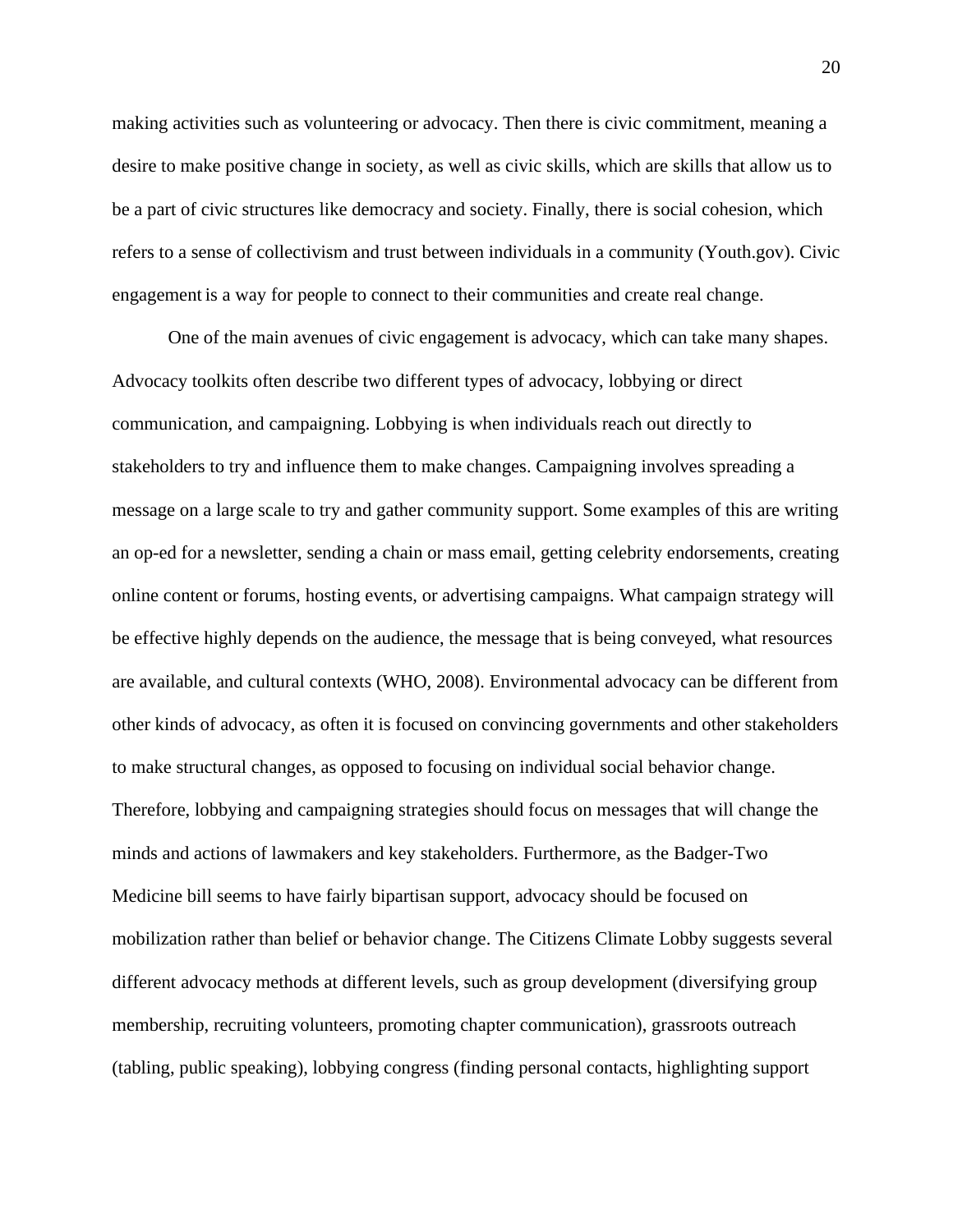making activities such as volunteering or advocacy. Then there is civic commitment, meaning a desire to make positive change in society, as well as civic skills, which are skills that allow us to be a part of civic structures like democracy and society. Finally, there is social cohesion, which refers to a sense of collectivism and trust between individuals in a community (Youth.gov). Civic engagement is a way for people to connect to their communities and create real change.

One of the main avenues of civic engagement is advocacy, which can take many shapes. Advocacy toolkits often describe two different types of advocacy, lobbying or direct communication, and campaigning. Lobbying is when individuals reach out directly to stakeholders to try and influence them to make changes. Campaigning involves spreading a message on a large scale to try and gather community support. Some examples of this are writing an op-ed for a newsletter, sending a chain or mass email, getting celebrity endorsements, creating online content or forums, hosting events, or advertising campaigns. What campaign strategy will be effective highly depends on the audience, the message that is being conveyed, what resources are available, and cultural contexts (WHO, 2008). Environmental advocacy can be different from other kinds of advocacy, as often it is focused on convincing governments and other stakeholders to make structural changes, as opposed to focusing on individual social behavior change. Therefore, lobbying and campaigning strategies should focus on messages that will change the minds and actions of lawmakers and key stakeholders. Furthermore, as the Badger-Two Medicine bill seems to have fairly bipartisan support, advocacy should be focused on mobilization rather than belief or behavior change. The Citizens Climate Lobby suggests several different advocacy methods at different levels, such as group development (diversifying group membership, recruiting volunteers, promoting chapter communication), grassroots outreach (tabling, public speaking), lobbying congress (finding personal contacts, highlighting support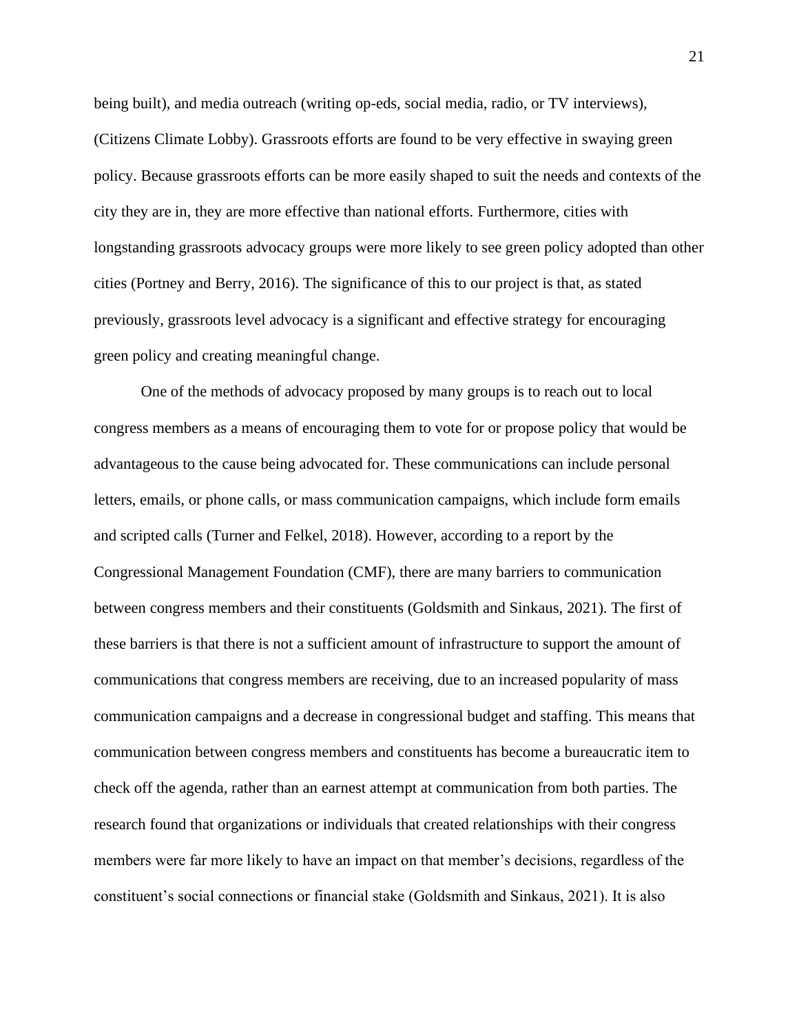being built), and media outreach (writing op-eds, social media, radio, or TV interviews), (Citizens Climate Lobby). Grassroots efforts are found to be very effective in swaying green policy. Because grassroots efforts can be more easily shaped to suit the needs and contexts of the city they are in, they are more effective than national efforts. Furthermore, cities with longstanding grassroots advocacy groups were more likely to see green policy adopted than other cities (Portney and Berry, 2016). The significance of this to our project is that, as stated previously, grassroots level advocacy is a significant and effective strategy for encouraging green policy and creating meaningful change.

One of the methods of advocacy proposed by many groups is to reach out to local congress members as a means of encouraging them to vote for or propose policy that would be advantageous to the cause being advocated for. These communications can include personal letters, emails, or phone calls, or mass communication campaigns, which include form emails and scripted calls (Turner and Felkel, 2018). However, according to a report by the Congressional Management Foundation (CMF), there are many barriers to communication between congress members and their constituents (Goldsmith and Sinkaus, 2021). The first of these barriers is that there is not a sufficient amount of infrastructure to support the amount of communications that congress members are receiving, due to an increased popularity of mass communication campaigns and a decrease in congressional budget and staffing. This means that communication between congress members and constituents has become a bureaucratic item to check off the agenda, rather than an earnest attempt at communication from both parties. The research found that organizations or individuals that created relationships with their congress members were far more likely to have an impact on that member's decisions, regardless of the constituent's social connections or financial stake (Goldsmith and Sinkaus, 2021). It is also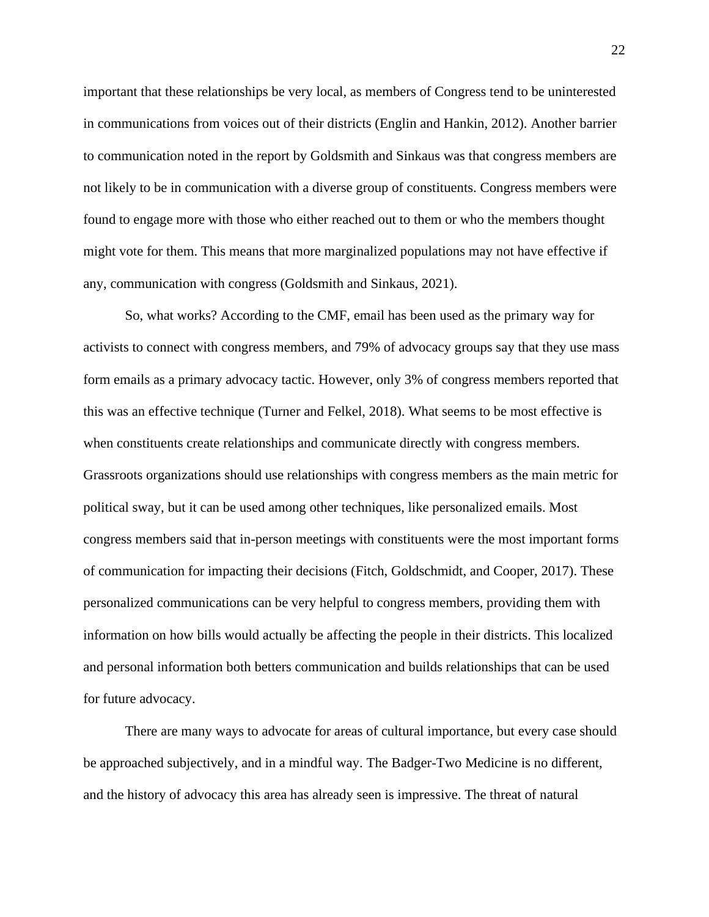important that these relationships be very local, as members of Congress tend to be uninterested in communications from voices out of their districts (Englin and Hankin, 2012). Another barrier to communication noted in the report by Goldsmith and Sinkaus was that congress members are not likely to be in communication with a diverse group of constituents. Congress members were found to engage more with those who either reached out to them or who the members thought might vote for them. This means that more marginalized populations may not have effective if any, communication with congress (Goldsmith and Sinkaus, 2021).

So, what works? According to the CMF, email has been used as the primary way for activists to connect with congress members, and 79% of advocacy groups say that they use mass form emails as a primary advocacy tactic. However, only 3% of congress members reported that this was an effective technique (Turner and Felkel, 2018). What seems to be most effective is when constituents create relationships and communicate directly with congress members. Grassroots organizations should use relationships with congress members as the main metric for political sway, but it can be used among other techniques, like personalized emails. Most congress members said that in-person meetings with constituents were the most important forms of communication for impacting their decisions (Fitch, Goldschmidt, and Cooper, 2017). These personalized communications can be very helpful to congress members, providing them with information on how bills would actually be affecting the people in their districts. This localized and personal information both betters communication and builds relationships that can be used for future advocacy.

There are many ways to advocate for areas of cultural importance, but every case should be approached subjectively, and in a mindful way. The Badger-Two Medicine is no different, and the history of advocacy this area has already seen is impressive. The threat of natural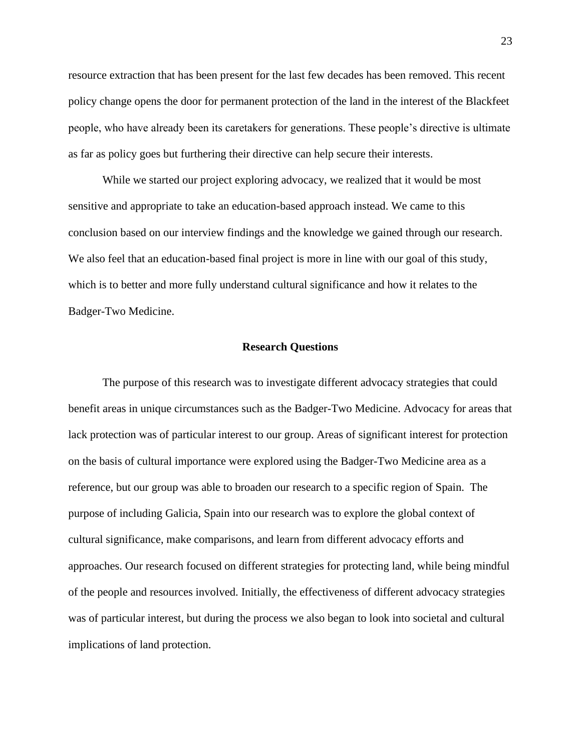resource extraction that has been present for the last few decades has been removed. This recent policy change opens the door for permanent protection of the land in the interest of the Blackfeet people, who have already been its caretakers for generations. These people's directive is ultimate as far as policy goes but furthering their directive can help secure their interests.

While we started our project exploring advocacy, we realized that it would be most sensitive and appropriate to take an education-based approach instead. We came to this conclusion based on our interview findings and the knowledge we gained through our research. We also feel that an education-based final project is more in line with our goal of this study, which is to better and more fully understand cultural significance and how it relates to the Badger-Two Medicine.

## Research Questions

The purpose of this research was to investigate different advocacy strategies that could benefit areas in unique circumstances such as the Badger-Two Medicine. Advocacy for areas that lack protection was of particular interest to our group. Areas of significant interest for protection on the basis of cultural importance were explored using the Badger-Two Medicine area as a reference, but our group was able to broaden our research to a specific region of Spain. The purpose of including Galicia, Spain into our research was to explore the global context of cultural significance, make comparisons, and learn from different advocacy efforts and approaches. Our research focused on different strategies for protecting land, while being mindful of the people and resources involved. Initially, the effectiveness of different advocacy strategies was of particular interest, but during the process we also began to look into societal and cultural implications of land protection.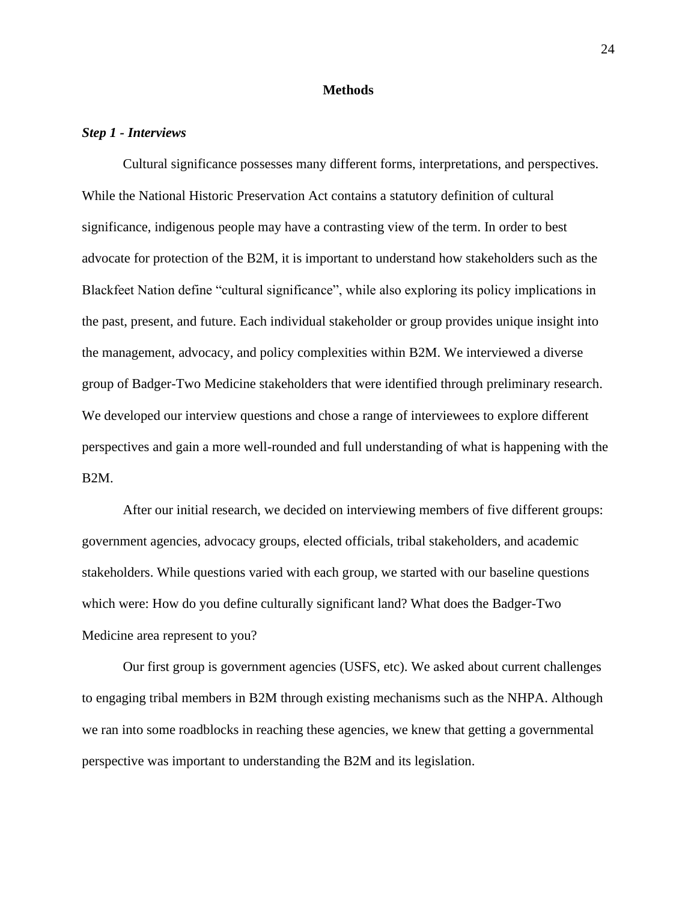## Methods

### ***Step 1 - Interviews***

Cultural significance possesses many different forms, interpretations, and perspectives. While the National Historic Preservation Act contains a statutory definition of cultural significance, indigenous people may have a contrasting view of the term. In order to best advocate for protection of the B2M, it is important to understand how stakeholders such as the Blackfeet Nation define "cultural significance", while also exploring its policy implications in the past, present, and future. Each individual stakeholder or group provides unique insight into the management, advocacy, and policy complexities within B2M. We interviewed a diverse group of Badger-Two Medicine stakeholders that were identified through preliminary research. We developed our interview questions and chose a range of interviewees to explore different perspectives and gain a more well-rounded and full understanding of what is happening with the B2M.

After our initial research, we decided on interviewing members of five different groups: government agencies, advocacy groups, elected officials, tribal stakeholders, and academic stakeholders. While questions varied with each group, we started with our baseline questions which were: How do you define culturally significant land? What does the Badger-Two Medicine area represent to you?

Our first group is government agencies (USFS, etc). We asked about current challenges to engaging tribal members in B2M through existing mechanisms such as the NHPA. Although we ran into some roadblocks in reaching these agencies, we knew that getting a governmental perspective was important to understanding the B2M and its legislation.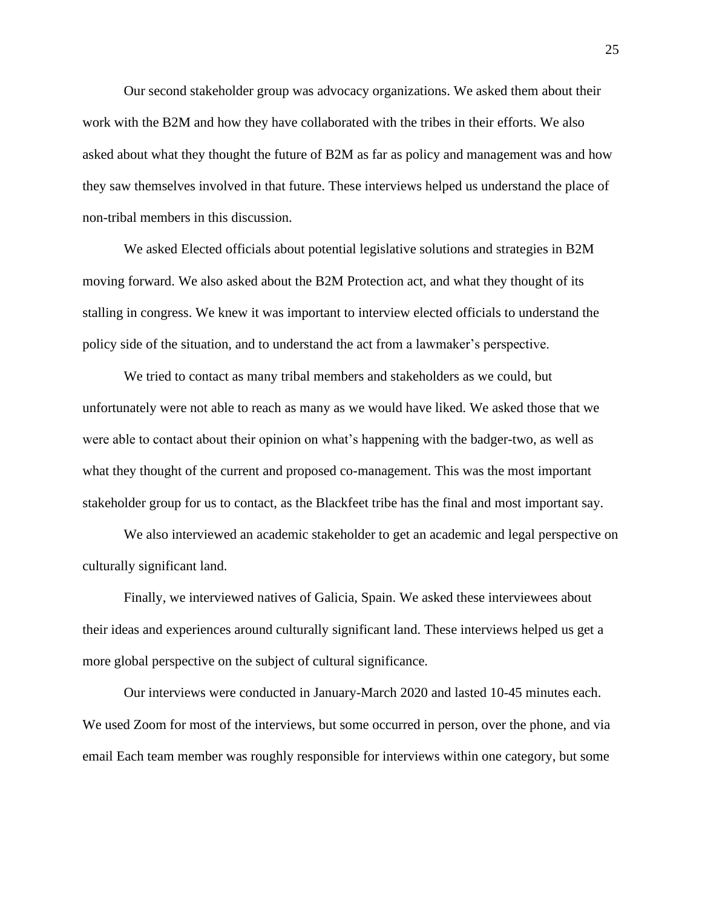Our second stakeholder group was advocacy organizations. We asked them about their work with the B2M and how they have collaborated with the tribes in their efforts. We also asked about what they thought the future of B2M as far as policy and management was and how they saw themselves involved in that future. These interviews helped us understand the place of non-tribal members in this discussion.

We asked Elected officials about potential legislative solutions and strategies in B2M moving forward. We also asked about the B2M Protection act, and what they thought of its stalling in congress. We knew it was important to interview elected officials to understand the policy side of the situation, and to understand the act from a lawmaker's perspective.

We tried to contact as many tribal members and stakeholders as we could, but unfortunately were not able to reach as many as we would have liked. We asked those that we were able to contact about their opinion on what's happening with the badger-two, as well as what they thought of the current and proposed co-management. This was the most important stakeholder group for us to contact, as the Blackfeet tribe has the final and most important say.

We also interviewed an academic stakeholder to get an academic and legal perspective on culturally significant land.

Finally, we interviewed natives of Galicia, Spain. We asked these interviewees about their ideas and experiences around culturally significant land. These interviews helped us get a more global perspective on the subject of cultural significance.

Our interviews were conducted in January-March 2020 and lasted 10-45 minutes each. We used Zoom for most of the interviews, but some occurred in person, over the phone, and via email Each team member was roughly responsible for interviews within one category, but some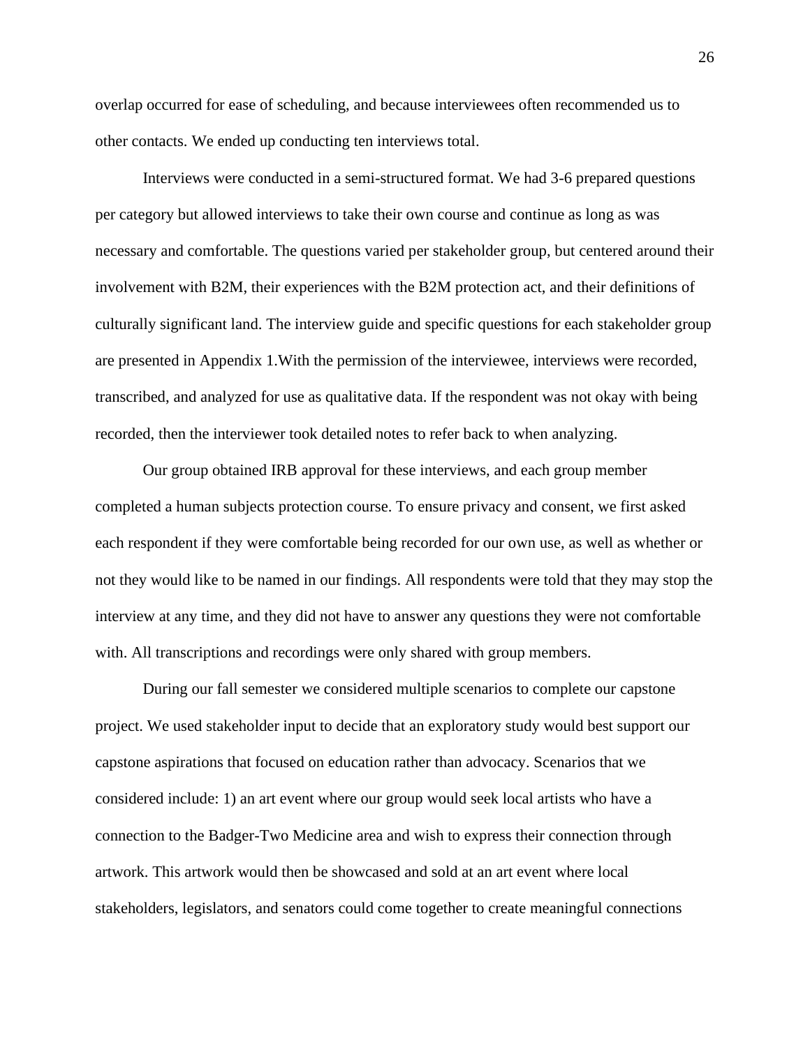overlap occurred for ease of scheduling, and because interviewees often recommended us to other contacts. We ended up conducting ten interviews total.

Interviews were conducted in a semi-structured format. We had 3-6 prepared questions per category but allowed interviews to take their own course and continue as long as was necessary and comfortable. The questions varied per stakeholder group, but centered around their involvement with B2M, their experiences with the B2M protection act, and their definitions of culturally significant land. The interview guide and specific questions for each stakeholder group are presented in Appendix 1.With the permission of the interviewee, interviews were recorded, transcribed, and analyzed for use as qualitative data. If the respondent was not okay with being recorded, then the interviewer took detailed notes to refer back to when analyzing.

Our group obtained IRB approval for these interviews, and each group member completed a human subjects protection course. To ensure privacy and consent, we first asked each respondent if they were comfortable being recorded for our own use, as well as whether or not they would like to be named in our findings. All respondents were told that they may stop the interview at any time, and they did not have to answer any questions they were not comfortable with. All transcriptions and recordings were only shared with group members.

During our fall semester we considered multiple scenarios to complete our capstone project. We used stakeholder input to decide that an exploratory study would best support our capstone aspirations that focused on education rather than advocacy. Scenarios that we considered include: 1) an art event where our group would seek local artists who have a connection to the Badger-Two Medicine area and wish to express their connection through artwork. This artwork would then be showcased and sold at an art event where local stakeholders, legislators, and senators could come together to create meaningful connections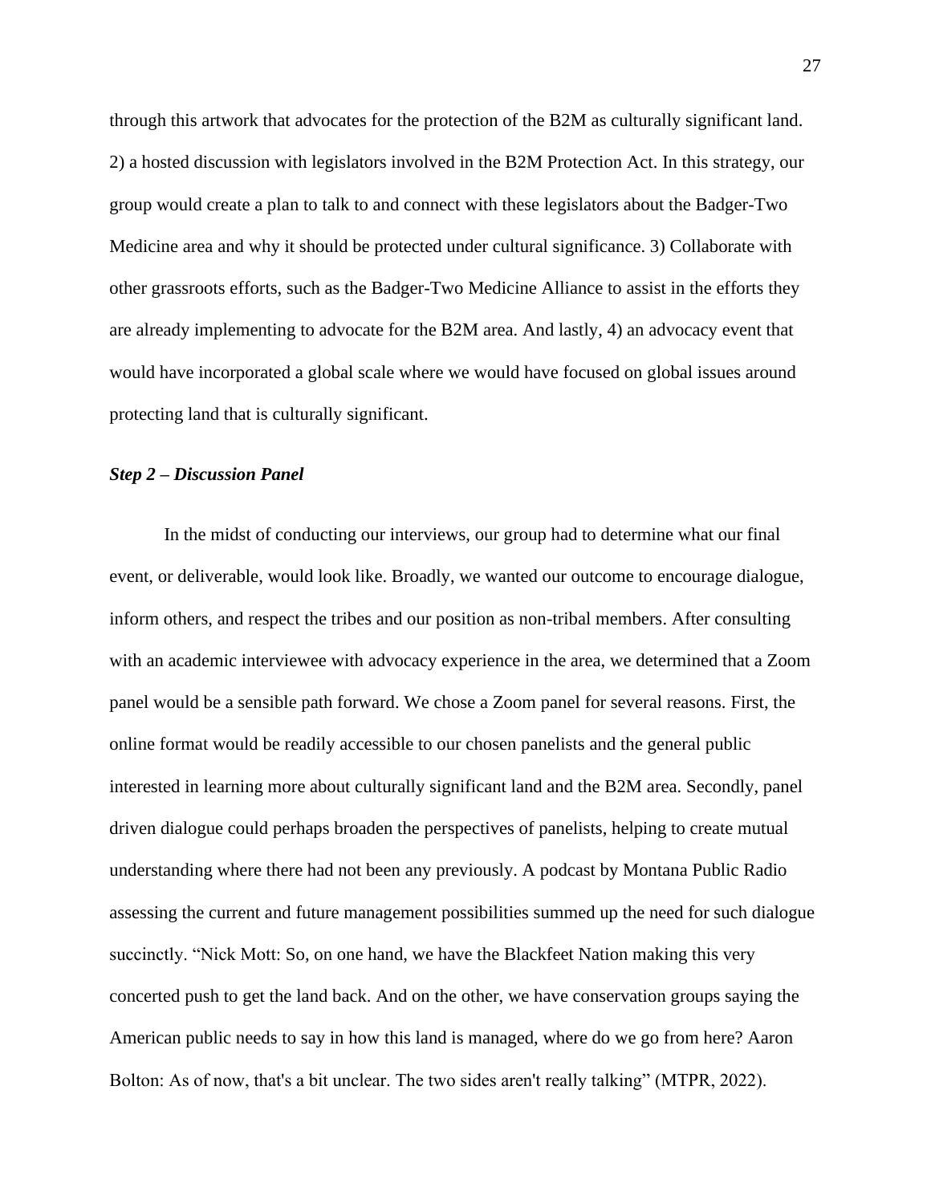through this artwork that advocates for the protection of the B2M as culturally significant land. 2) a hosted discussion with legislators involved in the B2M Protection Act. In this strategy, our group would create a plan to talk to and connect with these legislators about the Badger-Two Medicine area and why it should be protected under cultural significance. 3) Collaborate with other grassroots efforts, such as the Badger-Two Medicine Alliance to assist in the efforts they are already implementing to advocate for the B2M area. And lastly, 4) an advocacy event that would have incorporated a global scale where we would have focused on global issues around protecting land that is culturally significant.

### *Step 2 – Discussion Panel*

In the midst of conducting our interviews, our group had to determine what our final event, or deliverable, would look like. Broadly, we wanted our outcome to encourage dialogue, inform others, and respect the tribes and our position as non-tribal members. After consulting with an academic interviewee with advocacy experience in the area, we determined that a Zoom panel would be a sensible path forward. We chose a Zoom panel for several reasons. First, the online format would be readily accessible to our chosen panelists and the general public interested in learning more about culturally significant land and the B2M area. Secondly, panel driven dialogue could perhaps broaden the perspectives of panelists, helping to create mutual understanding where there had not been any previously. A podcast by Montana Public Radio assessing the current and future management possibilities summed up the need for such dialogue succinctly. "Nick Mott: So, on one hand, we have the Blackfeet Nation making this very concerted push to get the land back. And on the other, we have conservation groups saying the American public needs to say in how this land is managed, where do we go from here? Aaron Bolton: As of now, that's a bit unclear. The two sides aren't really talking" (MTPR, 2022).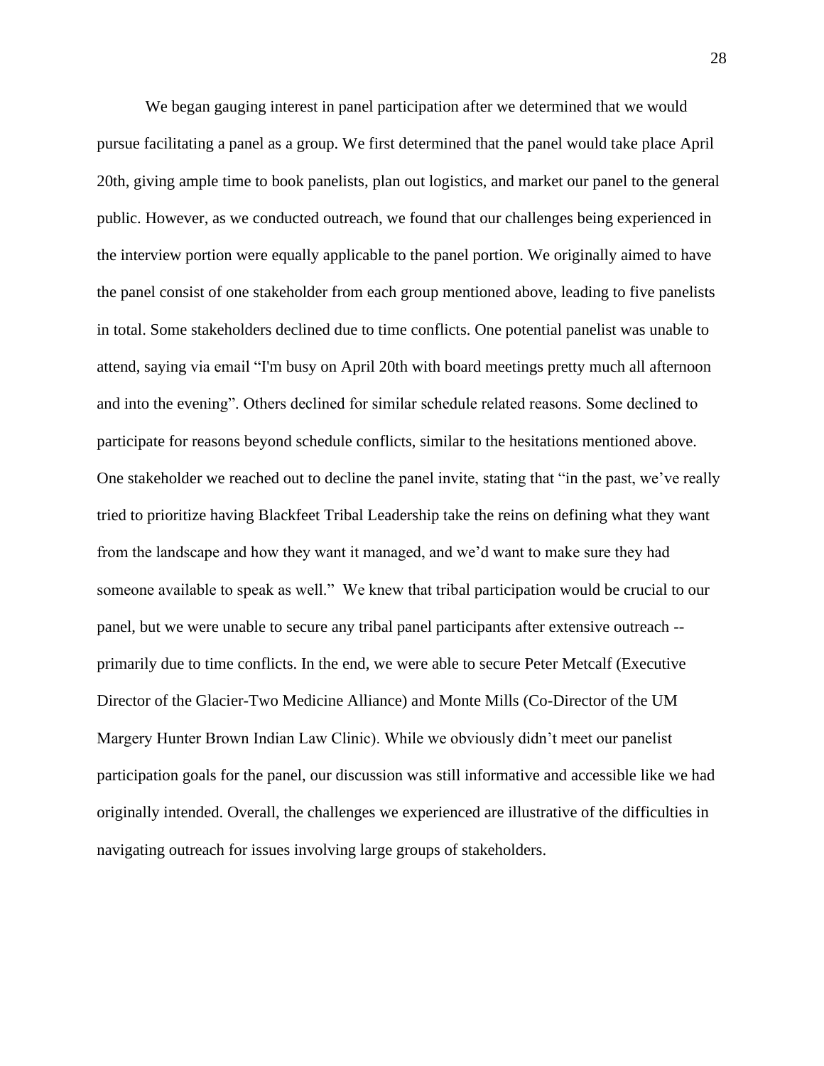We began gauging interest in panel participation after we determined that we would pursue facilitating a panel as a group. We first determined that the panel would take place April 20th, giving ample time to book panelists, plan out logistics, and market our panel to the general public. However, as we conducted outreach, we found that our challenges being experienced in the interview portion were equally applicable to the panel portion. We originally aimed to have the panel consist of one stakeholder from each group mentioned above, leading to five panelists in total. Some stakeholders declined due to time conflicts. One potential panelist was unable to attend, saying via email "I'm busy on April 20th with board meetings pretty much all afternoon and into the evening". Others declined for similar schedule related reasons. Some declined to participate for reasons beyond schedule conflicts, similar to the hesitations mentioned above. One stakeholder we reached out to decline the panel invite, stating that "in the past, we've really tried to prioritize having Blackfeet Tribal Leadership take the reins on defining what they want from the landscape and how they want it managed, and we'd want to make sure they had someone available to speak as well." We knew that tribal participation would be crucial to our panel, but we were unable to secure any tribal panel participants after extensive outreach -- primarily due to time conflicts. In the end, we were able to secure Peter Metcalf (Executive Director of the Glacier-Two Medicine Alliance) and Monte Mills (Co-Director of the UM Margery Hunter Brown Indian Law Clinic). While we obviously didn't meet our panelist participation goals for the panel, our discussion was still informative and accessible like we had originally intended. Overall, the challenges we experienced are illustrative of the difficulties in navigating outreach for issues involving large groups of stakeholders.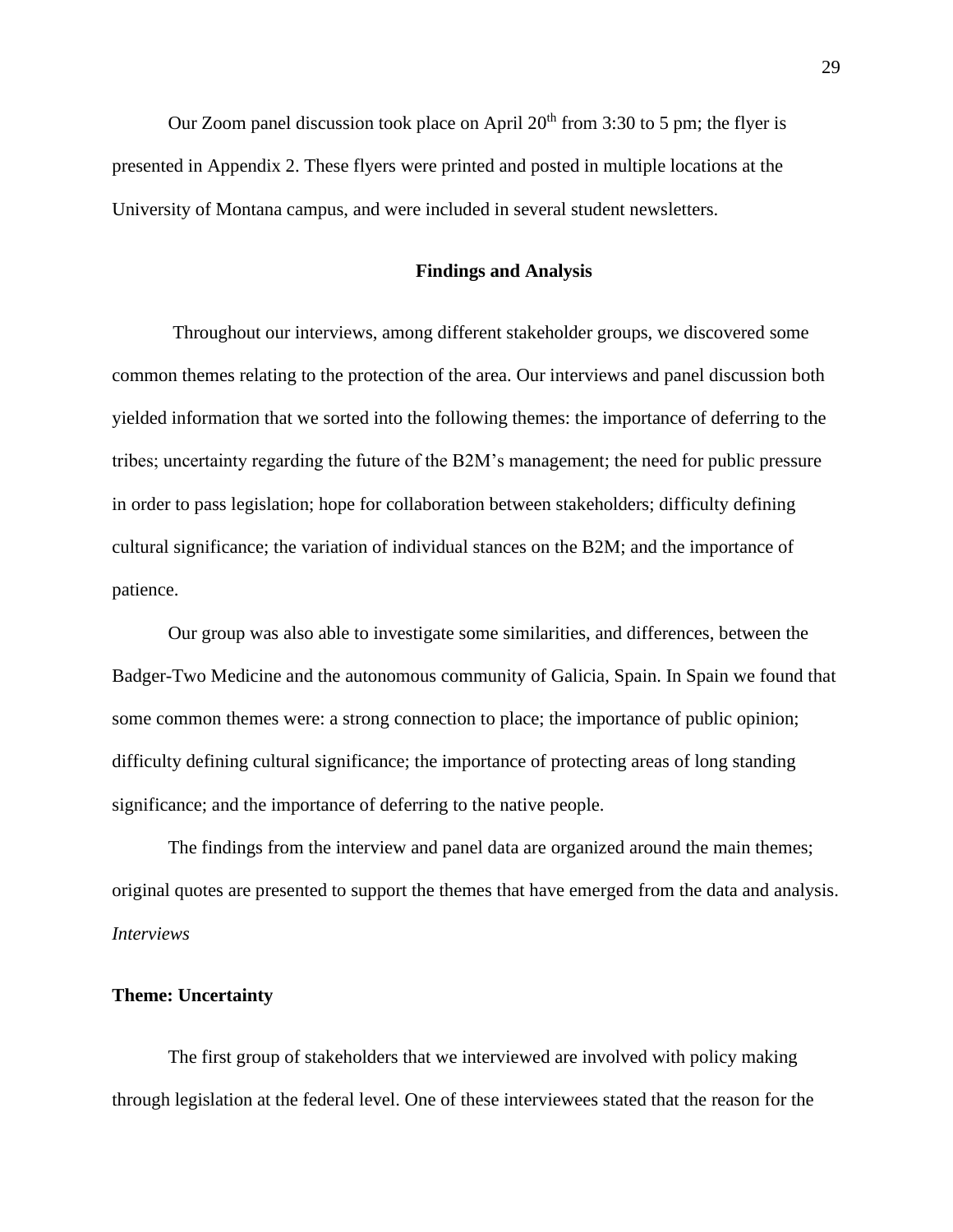Our Zoom panel discussion took place on April 20th from 3:30 to 5 pm; the flyer is presented in Appendix 2. These flyers were printed and posted in multiple locations at the University of Montana campus, and were included in several student newsletters.

## Findings and Analysis

Throughout our interviews, among different stakeholder groups, we discovered some common themes relating to the protection of the area. Our interviews and panel discussion both yielded information that we sorted into the following themes: the importance of deferring to the tribes; uncertainty regarding the future of the B2M's management; the need for public pressure in order to pass legislation; hope for collaboration between stakeholders; difficulty defining cultural significance; the variation of individual stances on the B2M; and the importance of patience.

Our group was also able to investigate some similarities, and differences, between the Badger-Two Medicine and the autonomous community of Galicia, Spain. In Spain we found that some common themes were: a strong connection to place; the importance of public opinion; difficulty defining cultural significance; the importance of protecting areas of long standing significance; and the importance of deferring to the native people.

The findings from the interview and panel data are organized around the main themes; original quotes are presented to support the themes that have emerged from the data and analysis.

*Interviews*

### Theme: Uncertainty

The first group of stakeholders that we interviewed are involved with policy making through legislation at the federal level. One of these interviewees stated that the reason for the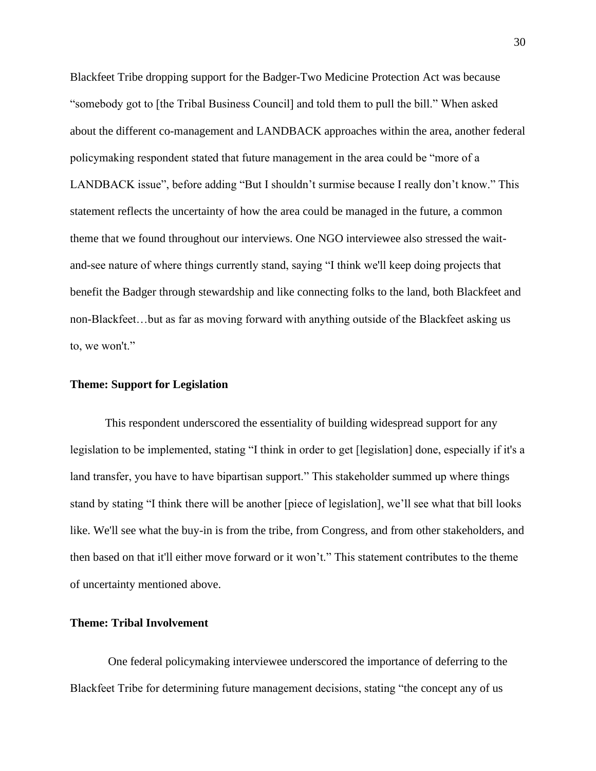Blackfeet Tribe dropping support for the Badger-Two Medicine Protection Act was because "somebody got to [the Tribal Business Council] and told them to pull the bill." When asked about the different co-management and LANDBACK approaches within the area, another federal policymaking respondent stated that future management in the area could be "more of a LANDBACK issue", before adding "But I shouldn't surmise because I really don't know." This statement reflects the uncertainty of how the area could be managed in the future, a common theme that we found throughout our interviews. One NGO interviewee also stressed the wait-and-see nature of where things currently stand, saying "I think we'll keep doing projects that benefit the Badger through stewardship and like connecting folks to the land, both Blackfeet and non-Blackfeet…but as far as moving forward with anything outside of the Blackfeet asking us to, we won't."

**Theme: Support for Legislation**

This respondent underscored the essentiality of building widespread support for any legislation to be implemented, stating "I think in order to get [legislation] done, especially if it's a land transfer, you have to have bipartisan support." This stakeholder summed up where things stand by stating "I think there will be another [piece of legislation], we'll see what that bill looks like. We'll see what the buy-in is from the tribe, from Congress, and from other stakeholders, and then based on that it'll either move forward or it won't." This statement contributes to the theme of uncertainty mentioned above.

**Theme: Tribal Involvement**

One federal policymaking interviewee underscored the importance of deferring to the Blackfeet Tribe for determining future management decisions, stating "the concept any of us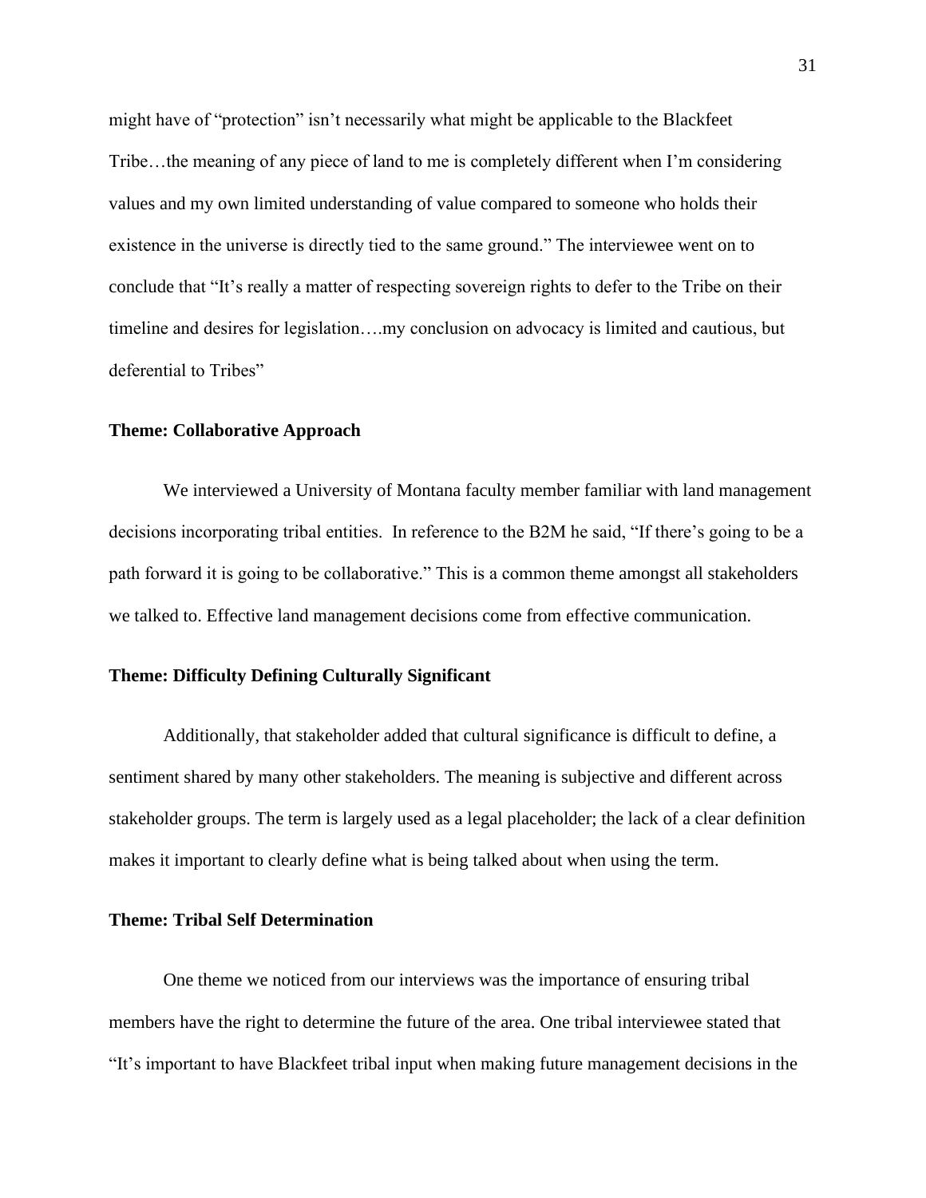might have of "protection" isn't necessarily what might be applicable to the Blackfeet Tribe…the meaning of any piece of land to me is completely different when I'm considering values and my own limited understanding of value compared to someone who holds their existence in the universe is directly tied to the same ground." The interviewee went on to conclude that "It's really a matter of respecting sovereign rights to defer to the Tribe on their timeline and desires for legislation….my conclusion on advocacy is limited and cautious, but deferential to Tribes"

**Theme: Collaborative Approach**

We interviewed a University of Montana faculty member familiar with land management decisions incorporating tribal entities. In reference to the B2M he said, "If there's going to be a path forward it is going to be collaborative." This is a common theme amongst all stakeholders we talked to. Effective land management decisions come from effective communication.

**Theme: Difficulty Defining Culturally Significant**

Additionally, that stakeholder added that cultural significance is difficult to define, a sentiment shared by many other stakeholders. The meaning is subjective and different across stakeholder groups. The term is largely used as a legal placeholder; the lack of a clear definition makes it important to clearly define what is being talked about when using the term.

**Theme: Tribal Self Determination**

One theme we noticed from our interviews was the importance of ensuring tribal members have the right to determine the future of the area. One tribal interviewee stated that "It's important to have Blackfeet tribal input when making future management decisions in the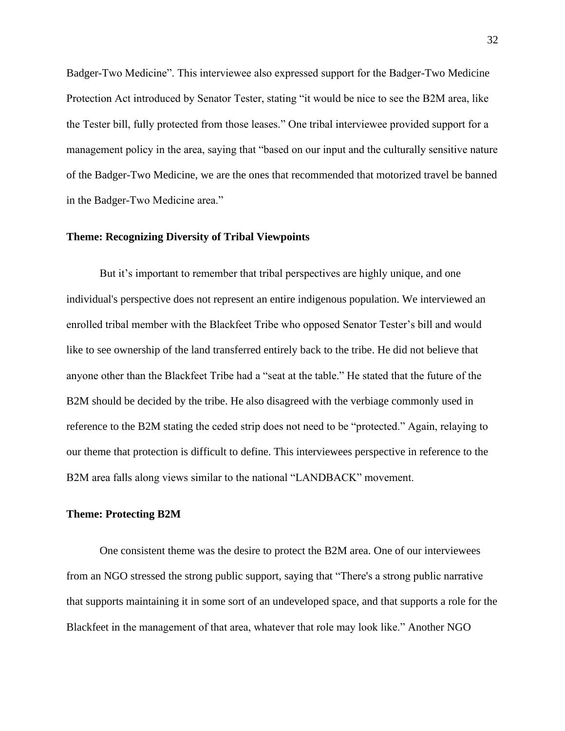Badger-Two Medicine". This interviewee also expressed support for the Badger-Two Medicine Protection Act introduced by Senator Tester, stating "it would be nice to see the B2M area, like the Tester bill, fully protected from those leases." One tribal interviewee provided support for a management policy in the area, saying that "based on our input and the culturally sensitive nature of the Badger-Two Medicine, we are the ones that recommended that motorized travel be banned in the Badger-Two Medicine area."

### Theme: Recognizing Diversity of Tribal Viewpoints

But it's important to remember that tribal perspectives are highly unique, and one individual's perspective does not represent an entire indigenous population. We interviewed an enrolled tribal member with the Blackfeet Tribe who opposed Senator Tester's bill and would like to see ownership of the land transferred entirely back to the tribe. He did not believe that anyone other than the Blackfeet Tribe had a "seat at the table." He stated that the future of the B2M should be decided by the tribe. He also disagreed with the verbiage commonly used in reference to the B2M stating the ceded strip does not need to be "protected." Again, relaying to our theme that protection is difficult to define. This interviewees perspective in reference to the B2M area falls along views similar to the national "LANDBACK" movement.

### Theme: Protecting B2M

One consistent theme was the desire to protect the B2M area. One of our interviewees from an NGO stressed the strong public support, saying that "There's a strong public narrative that supports maintaining it in some sort of an undeveloped space, and that supports a role for the Blackfeet in the management of that area, whatever that role may look like." Another NGO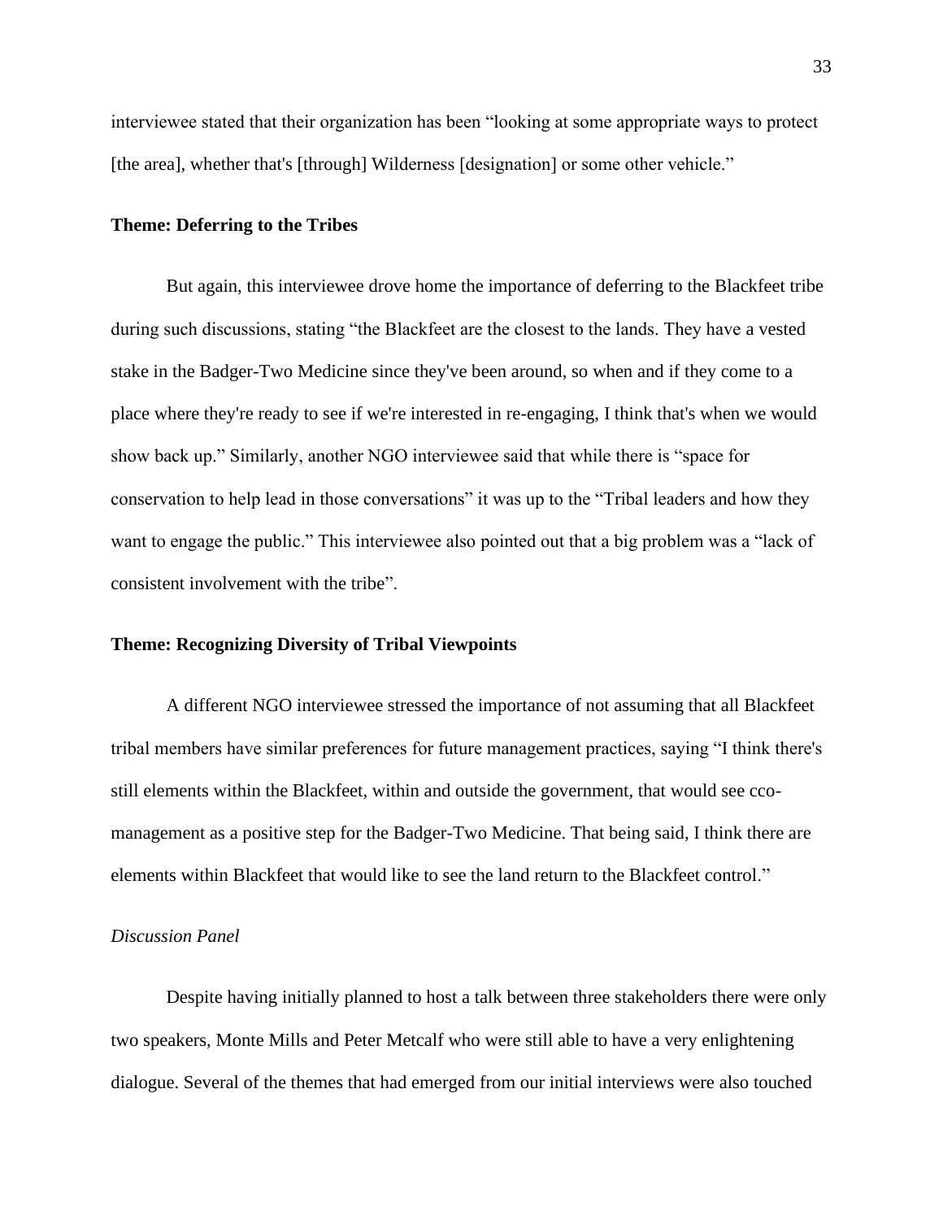interviewee stated that their organization has been "looking at some appropriate ways to protect [the area], whether that's [through] Wilderness [designation] or some other vehicle."

**Theme: Deferring to the Tribes**

But again, this interviewee drove home the importance of deferring to the Blackfeet tribe during such discussions, stating "the Blackfeet are the closest to the lands. They have a vested stake in the Badger-Two Medicine since they've been around, so when and if they come to a place where they're ready to see if we're interested in re-engaging, I think that's when we would show back up." Similarly, another NGO interviewee said that while there is "space for conservation to help lead in those conversations" it was up to the "Tribal leaders and how they want to engage the public." This interviewee also pointed out that a big problem was a "lack of consistent involvement with the tribe".

**Theme: Recognizing Diversity of Tribal Viewpoints**

A different NGO interviewee stressed the importance of not assuming that all Blackfeet tribal members have similar preferences for future management practices, saying "I think there's still elements within the Blackfeet, within and outside the government, that would see cco-management as a positive step for the Badger-Two Medicine. That being said, I think there are elements within Blackfeet that would like to see the land return to the Blackfeet control."

*Discussion Panel*

Despite having initially planned to host a talk between three stakeholders there were only two speakers, Monte Mills and Peter Metcalf who were still able to have a very enlightening dialogue. Several of the themes that had emerged from our initial interviews were also touched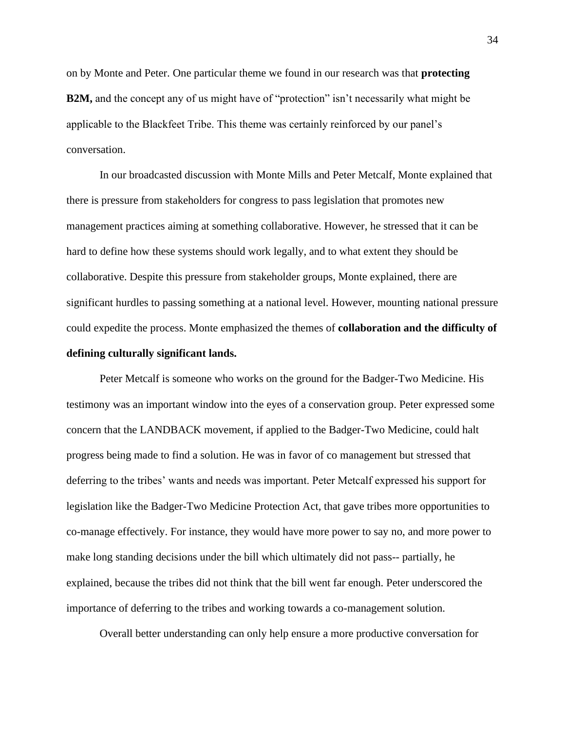on by Monte and Peter. One particular theme we found in our research was that **protecting B2M,** and the concept any of us might have of "protection" isn't necessarily what might be applicable to the Blackfeet Tribe. This theme was certainly reinforced by our panel's conversation.

In our broadcasted discussion with Monte Mills and Peter Metcalf, Monte explained that there is pressure from stakeholders for congress to pass legislation that promotes new management practices aiming at something collaborative. However, he stressed that it can be hard to define how these systems should work legally, and to what extent they should be collaborative. Despite this pressure from stakeholder groups, Monte explained, there are significant hurdles to passing something at a national level. However, mounting national pressure could expedite the process. Monte emphasized the themes of **collaboration and the difficulty of defining culturally significant lands.**

Peter Metcalf is someone who works on the ground for the Badger-Two Medicine. His testimony was an important window into the eyes of a conservation group. Peter expressed some concern that the LANDBACK movement, if applied to the Badger-Two Medicine, could halt progress being made to find a solution. He was in favor of co management but stressed that deferring to the tribes' wants and needs was important. Peter Metcalf expressed his support for legislation like the Badger-Two Medicine Protection Act, that gave tribes more opportunities to co-manage effectively. For instance, they would have more power to say no, and more power to make long standing decisions under the bill which ultimately did not pass-- partially, he explained, because the tribes did not think that the bill went far enough. Peter underscored the importance of deferring to the tribes and working towards a co-management solution.

Overall better understanding can only help ensure a more productive conversation for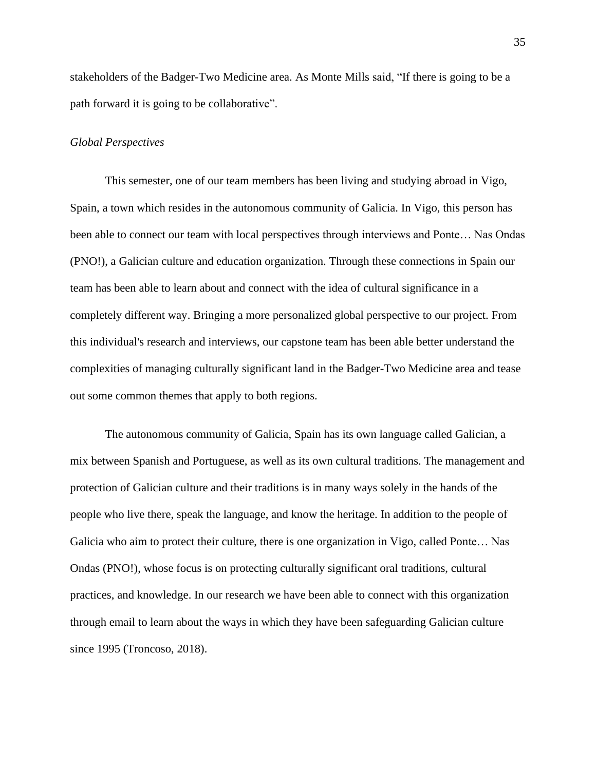stakeholders of the Badger-Two Medicine area. As Monte Mills said, “If there is going to be a path forward it is going to be collaborative”.

### *Global Perspectives*

This semester, one of our team members has been living and studying abroad in Vigo, Spain, a town which resides in the autonomous community of Galicia. In Vigo, this person has been able to connect our team with local perspectives through interviews and Ponte… Nas Ondas (PNO!), a Galician culture and education organization. Through these connections in Spain our team has been able to learn about and connect with the idea of cultural significance in a completely different way. Bringing a more personalized global perspective to our project. From this individual's research and interviews, our capstone team has been able better understand the complexities of managing culturally significant land in the Badger-Two Medicine area and tease out some common themes that apply to both regions.

The autonomous community of Galicia, Spain has its own language called Galician, a mix between Spanish and Portuguese, as well as its own cultural traditions. The management and protection of Galician culture and their traditions is in many ways solely in the hands of the people who live there, speak the language, and know the heritage. In addition to the people of Galicia who aim to protect their culture, there is one organization in Vigo, called Ponte… Nas Ondas (PNO!), whose focus is on protecting culturally significant oral traditions, cultural practices, and knowledge. In our research we have been able to connect with this organization through email to learn about the ways in which they have been safeguarding Galician culture since 1995 (Troncoso, 2018).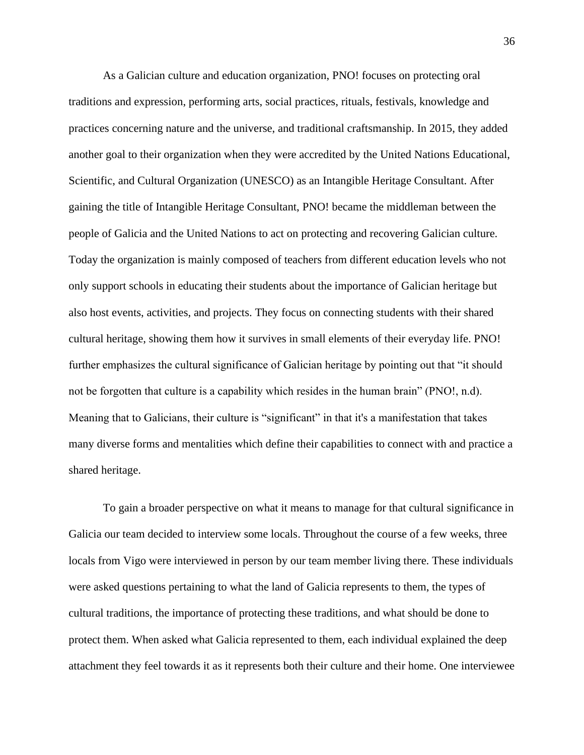As a Galician culture and education organization, PNO! focuses on protecting oral traditions and expression, performing arts, social practices, rituals, festivals, knowledge and practices concerning nature and the universe, and traditional craftsmanship. In 2015, they added another goal to their organization when they were accredited by the United Nations Educational, Scientific, and Cultural Organization (UNESCO) as an Intangible Heritage Consultant. After gaining the title of Intangible Heritage Consultant, PNO! became the middleman between the people of Galicia and the United Nations to act on protecting and recovering Galician culture. Today the organization is mainly composed of teachers from different education levels who not only support schools in educating their students about the importance of Galician heritage but also host events, activities, and projects. They focus on connecting students with their shared cultural heritage, showing them how it survives in small elements of their everyday life. PNO! further emphasizes the cultural significance of Galician heritage by pointing out that "it should not be forgotten that culture is a capability which resides in the human brain" (PNO!, n.d). Meaning that to Galicians, their culture is "significant" in that it's a manifestation that takes many diverse forms and mentalities which define their capabilities to connect with and practice a shared heritage.

To gain a broader perspective on what it means to manage for that cultural significance in Galicia our team decided to interview some locals. Throughout the course of a few weeks, three locals from Vigo were interviewed in person by our team member living there. These individuals were asked questions pertaining to what the land of Galicia represents to them, the types of cultural traditions, the importance of protecting these traditions, and what should be done to protect them. When asked what Galicia represented to them, each individual explained the deep attachment they feel towards it as it represents both their culture and their home. One interviewee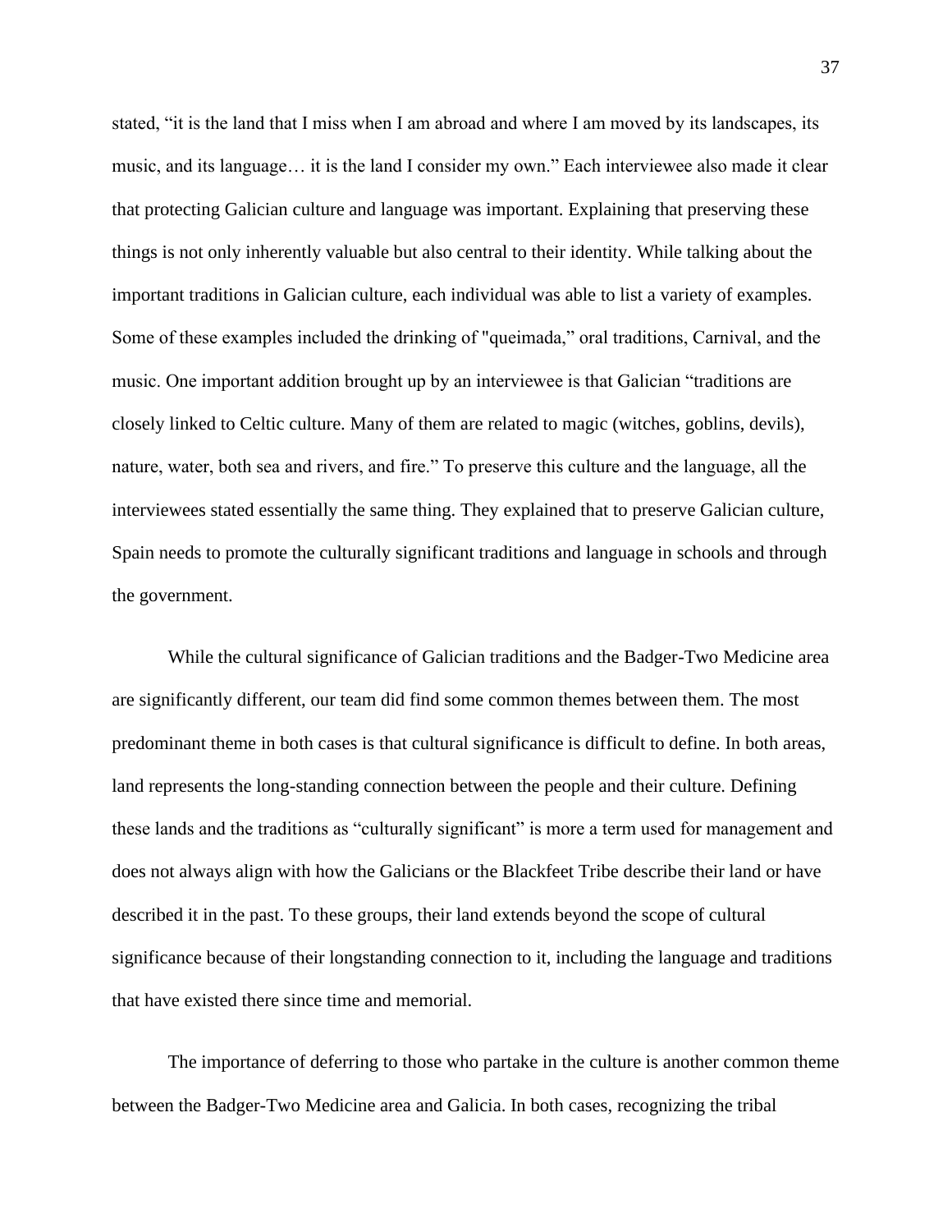stated, "it is the land that I miss when I am abroad and where I am moved by its landscapes, its music, and its language… it is the land I consider my own." Each interviewee also made it clear that protecting Galician culture and language was important. Explaining that preserving these things is not only inherently valuable but also central to their identity. While talking about the important traditions in Galician culture, each individual was able to list a variety of examples. Some of these examples included the drinking of "queimada," oral traditions, Carnival, and the music. One important addition brought up by an interviewee is that Galician "traditions are closely linked to Celtic culture. Many of them are related to magic (witches, goblins, devils), nature, water, both sea and rivers, and fire." To preserve this culture and the language, all the interviewees stated essentially the same thing. They explained that to preserve Galician culture, Spain needs to promote the culturally significant traditions and language in schools and through the government.

While the cultural significance of Galician traditions and the Badger-Two Medicine area are significantly different, our team did find some common themes between them. The most predominant theme in both cases is that cultural significance is difficult to define. In both areas, land represents the long-standing connection between the people and their culture. Defining these lands and the traditions as "culturally significant" is more a term used for management and does not always align with how the Galicians or the Blackfeet Tribe describe their land or have described it in the past. To these groups, their land extends beyond the scope of cultural significance because of their longstanding connection to it, including the language and traditions that have existed there since time and memorial.

The importance of deferring to those who partake in the culture is another common theme between the Badger-Two Medicine area and Galicia. In both cases, recognizing the tribal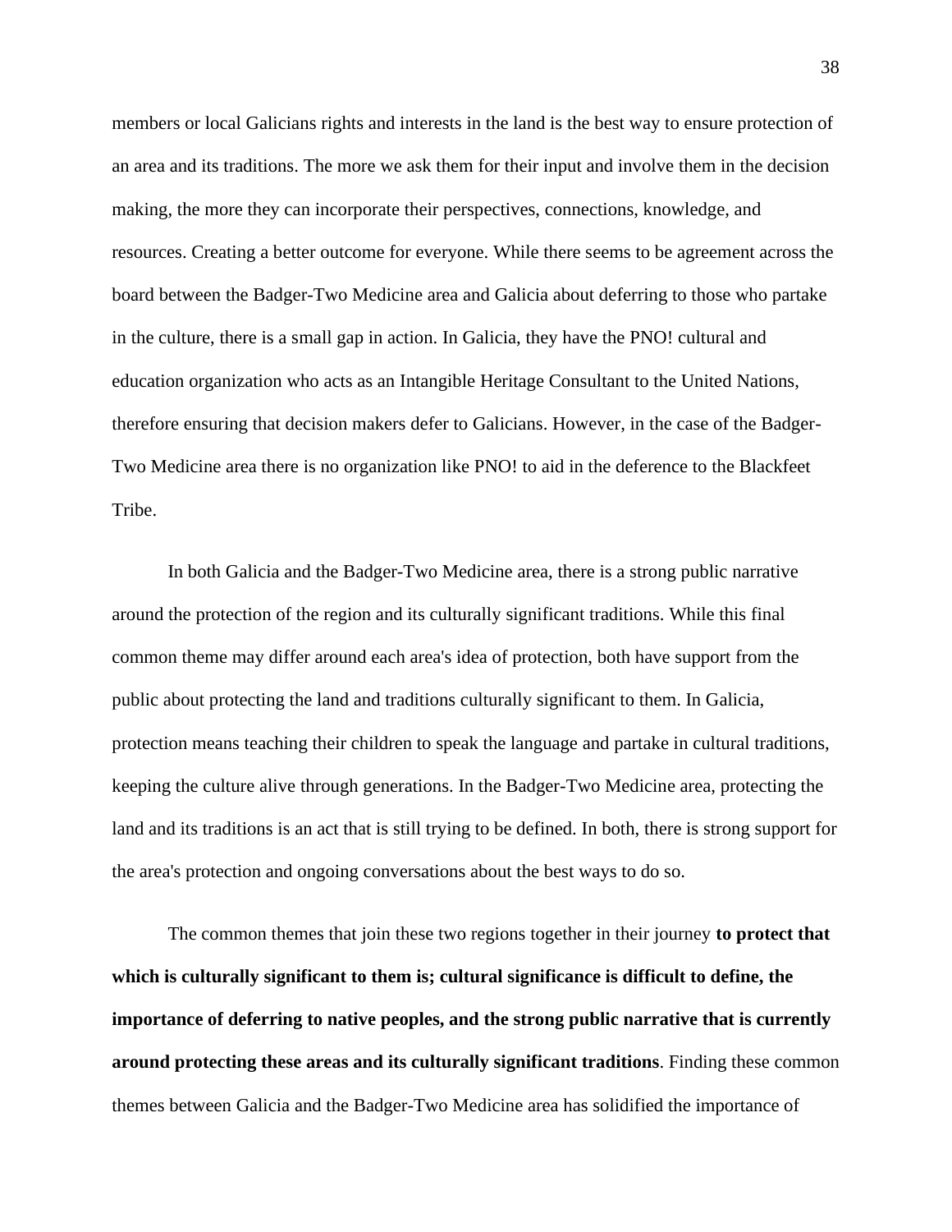members or local Galicians rights and interests in the land is the best way to ensure protection of an area and its traditions. The more we ask them for their input and involve them in the decision making, the more they can incorporate their perspectives, connections, knowledge, and resources. Creating a better outcome for everyone. While there seems to be agreement across the board between the Badger-Two Medicine area and Galicia about deferring to those who partake in the culture, there is a small gap in action. In Galicia, they have the PNO! cultural and education organization who acts as an Intangible Heritage Consultant to the United Nations, therefore ensuring that decision makers defer to Galicians. However, in the case of the Badger-Two Medicine area there is no organization like PNO! to aid in the deference to the Blackfeet Tribe.

In both Galicia and the Badger-Two Medicine area, there is a strong public narrative around the protection of the region and its culturally significant traditions. While this final common theme may differ around each area's idea of protection, both have support from the public about protecting the land and traditions culturally significant to them. In Galicia, protection means teaching their children to speak the language and partake in cultural traditions, keeping the culture alive through generations. In the Badger-Two Medicine area, protecting the land and its traditions is an act that is still trying to be defined. In both, there is strong support for the area's protection and ongoing conversations about the best ways to do so.

The common themes that join these two regions together in their journey **to protect that which is culturally significant to them is; cultural significance is difficult to define, the importance of deferring to native peoples, and the strong public narrative that is currently around protecting these areas and its culturally significant traditions**. Finding these common themes between Galicia and the Badger-Two Medicine area has solidified the importance of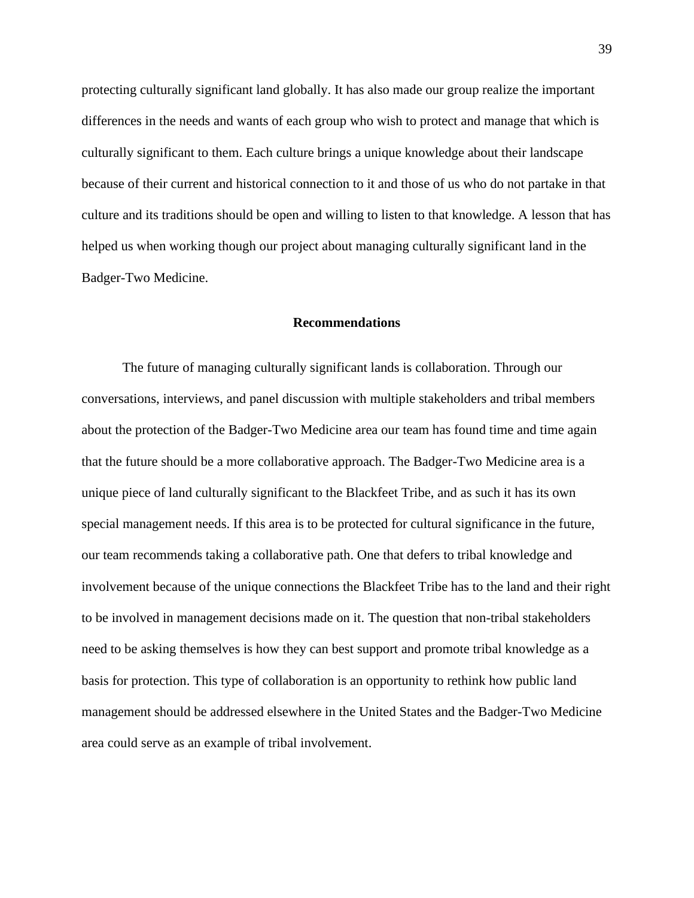protecting culturally significant land globally. It has also made our group realize the important differences in the needs and wants of each group who wish to protect and manage that which is culturally significant to them. Each culture brings a unique knowledge about their landscape because of their current and historical connection to it and those of us who do not partake in that culture and its traditions should be open and willing to listen to that knowledge. A lesson that has helped us when working though our project about managing culturally significant land in the Badger-Two Medicine.

## Recommendations

The future of managing culturally significant lands is collaboration. Through our conversations, interviews, and panel discussion with multiple stakeholders and tribal members about the protection of the Badger-Two Medicine area our team has found time and time again that the future should be a more collaborative approach. The Badger-Two Medicine area is a unique piece of land culturally significant to the Blackfeet Tribe, and as such it has its own special management needs. If this area is to be protected for cultural significance in the future, our team recommends taking a collaborative path. One that defers to tribal knowledge and involvement because of the unique connections the Blackfeet Tribe has to the land and their right to be involved in management decisions made on it. The question that non-tribal stakeholders need to be asking themselves is how they can best support and promote tribal knowledge as a basis for protection. This type of collaboration is an opportunity to rethink how public land management should be addressed elsewhere in the United States and the Badger-Two Medicine area could serve as an example of tribal involvement.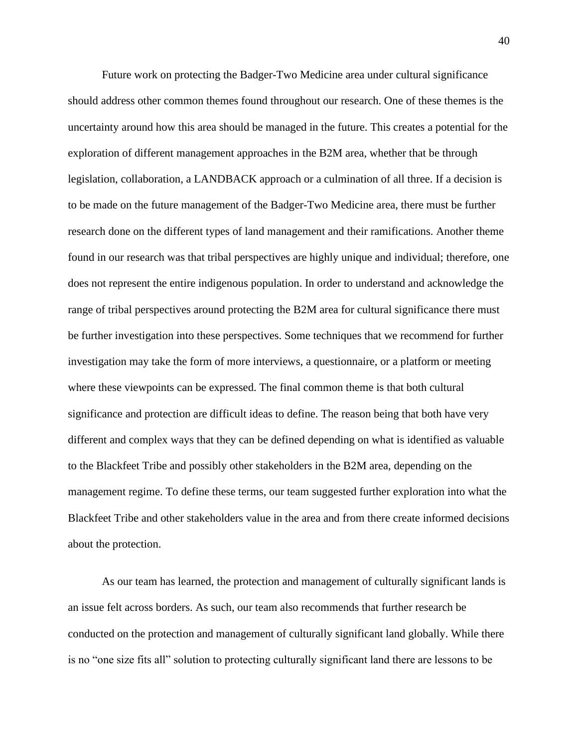Future work on protecting the Badger-Two Medicine area under cultural significance should address other common themes found throughout our research. One of these themes is the uncertainty around how this area should be managed in the future. This creates a potential for the exploration of different management approaches in the B2M area, whether that be through legislation, collaboration, a LANDBACK approach or a culmination of all three. If a decision is to be made on the future management of the Badger-Two Medicine area, there must be further research done on the different types of land management and their ramifications. Another theme found in our research was that tribal perspectives are highly unique and individual; therefore, one does not represent the entire indigenous population. In order to understand and acknowledge the range of tribal perspectives around protecting the B2M area for cultural significance there must be further investigation into these perspectives. Some techniques that we recommend for further investigation may take the form of more interviews, a questionnaire, or a platform or meeting where these viewpoints can be expressed. The final common theme is that both cultural significance and protection are difficult ideas to define. The reason being that both have very different and complex ways that they can be defined depending on what is identified as valuable to the Blackfeet Tribe and possibly other stakeholders in the B2M area, depending on the management regime. To define these terms, our team suggested further exploration into what the Blackfeet Tribe and other stakeholders value in the area and from there create informed decisions about the protection.

As our team has learned, the protection and management of culturally significant lands is an issue felt across borders. As such, our team also recommends that further research be conducted on the protection and management of culturally significant land globally. While there is no "one size fits all" solution to protecting culturally significant land there are lessons to be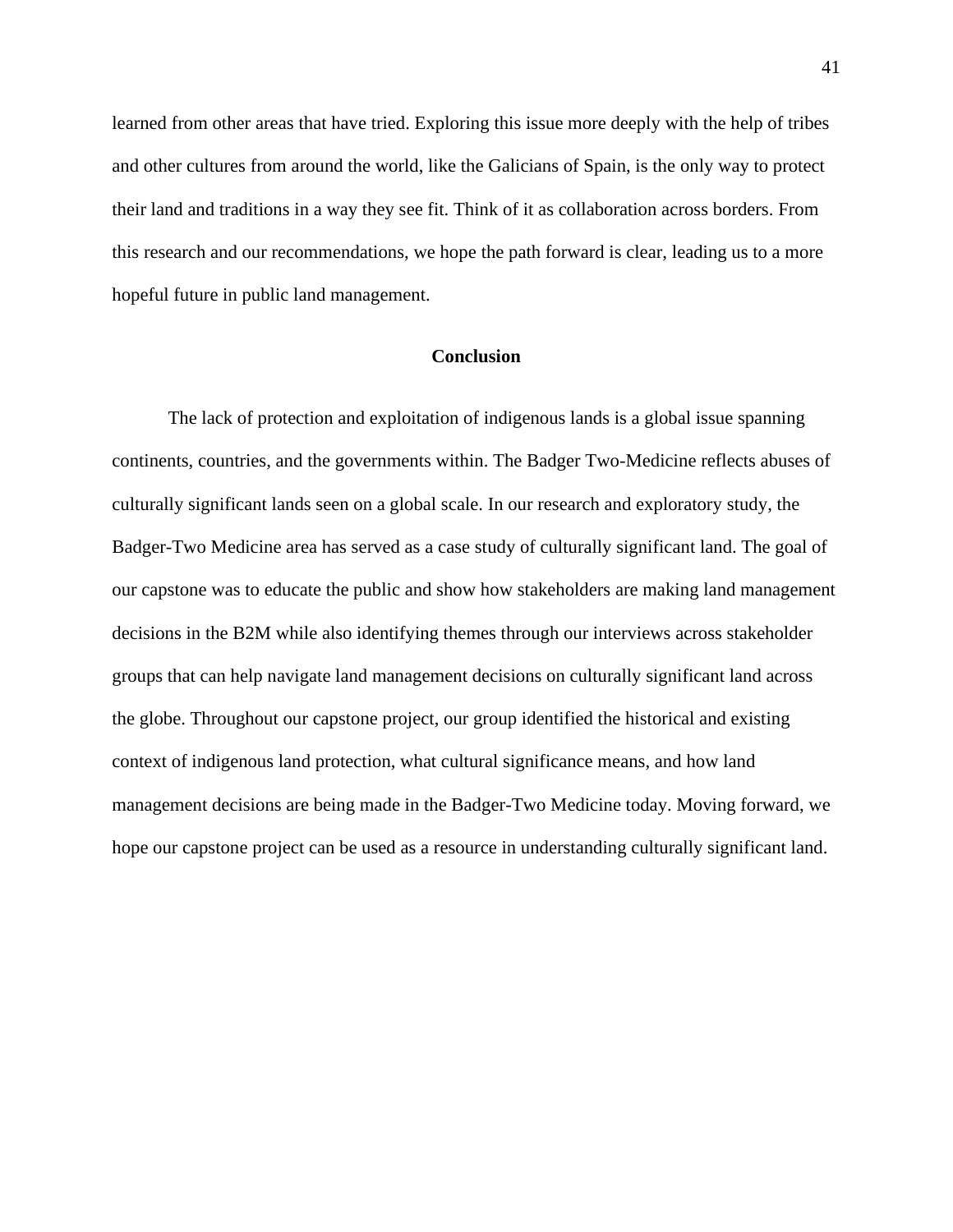learned from other areas that have tried. Exploring this issue more deeply with the help of tribes and other cultures from around the world, like the Galicians of Spain, is the only way to protect their land and traditions in a way they see fit. Think of it as collaboration across borders. From this research and our recommendations, we hope the path forward is clear, leading us to a more hopeful future in public land management.

## Conclusion

The lack of protection and exploitation of indigenous lands is a global issue spanning continents, countries, and the governments within. The Badger Two-Medicine reflects abuses of culturally significant lands seen on a global scale. In our research and exploratory study, the Badger-Two Medicine area has served as a case study of culturally significant land. The goal of our capstone was to educate the public and show how stakeholders are making land management decisions in the B2M while also identifying themes through our interviews across stakeholder groups that can help navigate land management decisions on culturally significant land across the globe. Throughout our capstone project, our group identified the historical and existing context of indigenous land protection, what cultural significance means, and how land management decisions are being made in the Badger-Two Medicine today. Moving forward, we hope our capstone project can be used as a resource in understanding culturally significant land.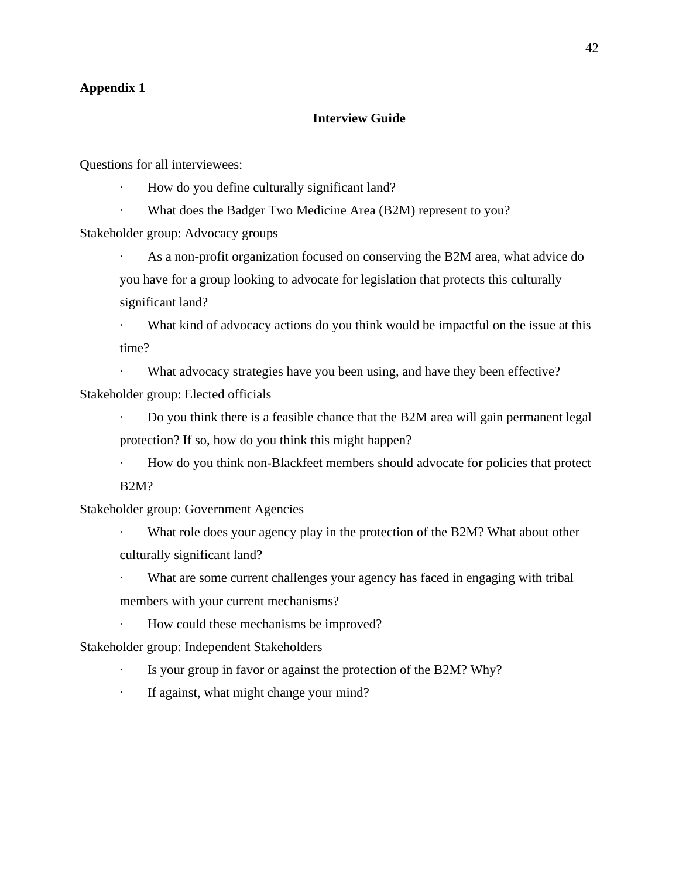**Appendix 1**

## Interview Guide

Questions for all interviewees:

- How do you define culturally significant land?
- What does the Badger Two Medicine Area (B2M) represent to you?

Stakeholder group: Advocacy groups

- As a non-profit organization focused on conserving the B2M area, what advice do you have for a group looking to advocate for legislation that protects this culturally significant land?
- What kind of advocacy actions do you think would be impactful on the issue at this time?
- What advocacy strategies have you been using, and have they been effective?

Stakeholder group: Elected officials

- Do you think there is a feasible chance that the B2M area will gain permanent legal protection? If so, how do you think this might happen?
- How do you think non-Blackfeet members should advocate for policies that protect B2M?

Stakeholder group: Government Agencies

- What role does your agency play in the protection of the B2M? What about other culturally significant land?
- What are some current challenges your agency has faced in engaging with tribal members with your current mechanisms?
- How could these mechanisms be improved?

Stakeholder group: Independent Stakeholders

- Is your group in favor or against the protection of the B2M? Why?
- If against, what might change your mind?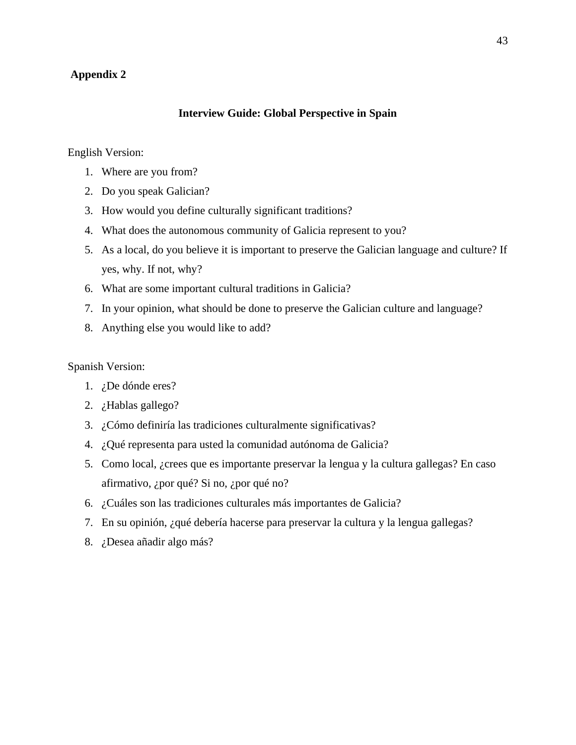## Appendix 2

### Interview Guide: Global Perspective in Spain

English Version:

1. Where are you from?
2. Do you speak Galician?
3. How would you define culturally significant traditions?
4. What does the autonomous community of Galicia represent to you?
5. As a local, do you believe it is important to preserve the Galician language and culture? If yes, why. If not, why?
6. What are some important cultural traditions in Galicia?
7. In your opinion, what should be done to preserve the Galician culture and language?
8. Anything else you would like to add?

Spanish Version:

1. ¿De dónde eres?
2. ¿Hablas gallego?
3. ¿Cómo definiría las tradiciones culturalmente significativas?
4. ¿Qué representa para usted la comunidad autónoma de Galicia?
5. Como local, ¿crees que es importante preservar la lengua y la cultura gallegas? En caso afirmativo, ¿por qué? Si no, ¿por qué no?
6. ¿Cuáles son las tradiciones culturales más importantes de Galicia?
7. En su opinión, ¿qué debería hacerse para preservar la cultura y la lengua gallegas?
8. ¿Desea añadir algo más?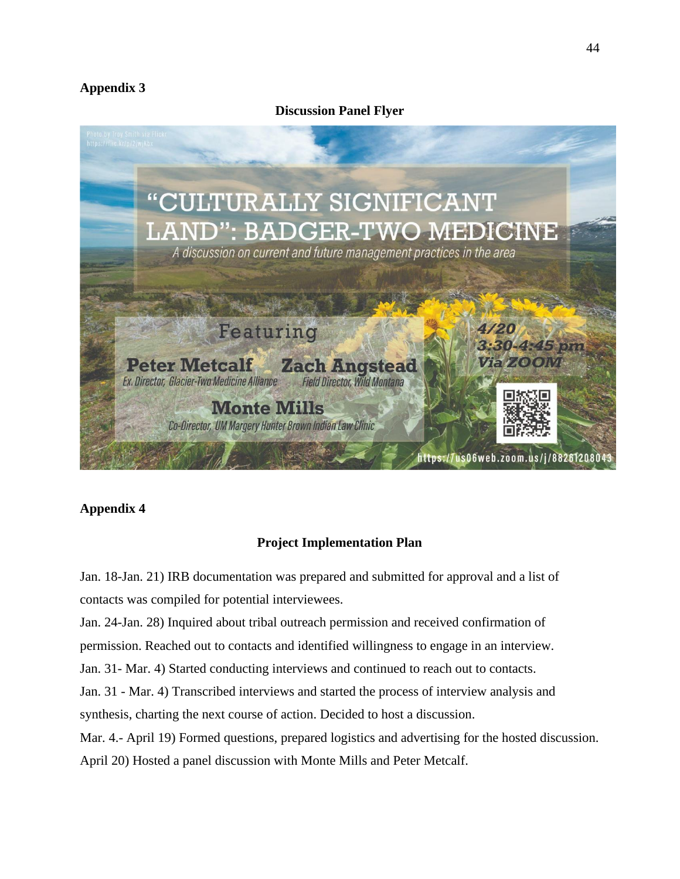**Appendix 3**

**Discussion Panel Flyer**

Photo by Troy Smith via Flickr
https://flic.kr/p/2jwjKbx

"CULTURALLY SIGNIFICANT LAND": BADGER-TWO MEDICINE

*A discussion on current and future management practices in the area*

Featuring

**Peter Metcalf**
*Ex. Director, Glacier-Two Medicine Alliance*

**Zach Angstead**
*Field Director, Wild Montana*

**Monte Mills**
*Co-Director, UM Margery Hunter Brown Indian Law Clinic*

*4/20*
*3:30-4:45 pm*
*Via ZOOM*

https://us06web.zoom.us/j/88261208043

**Appendix 4**

**Project Implementation Plan**

Jan. 18-Jan. 21) IRB documentation was prepared and submitted for approval and a list of contacts was compiled for potential interviewees.

Jan. 24-Jan. 28) Inquired about tribal outreach permission and received confirmation of permission. Reached out to contacts and identified willingness to engage in an interview.

Jan. 31- Mar. 4) Started conducting interviews and continued to reach out to contacts.

Jan. 31 - Mar. 4) Transcribed interviews and started the process of interview analysis and synthesis, charting the next course of action. Decided to host a discussion.

Mar. 4.- April 19) Formed questions, prepared logistics and advertising for the hosted discussion.

April 20) Hosted a panel discussion with Monte Mills and Peter Metcalf.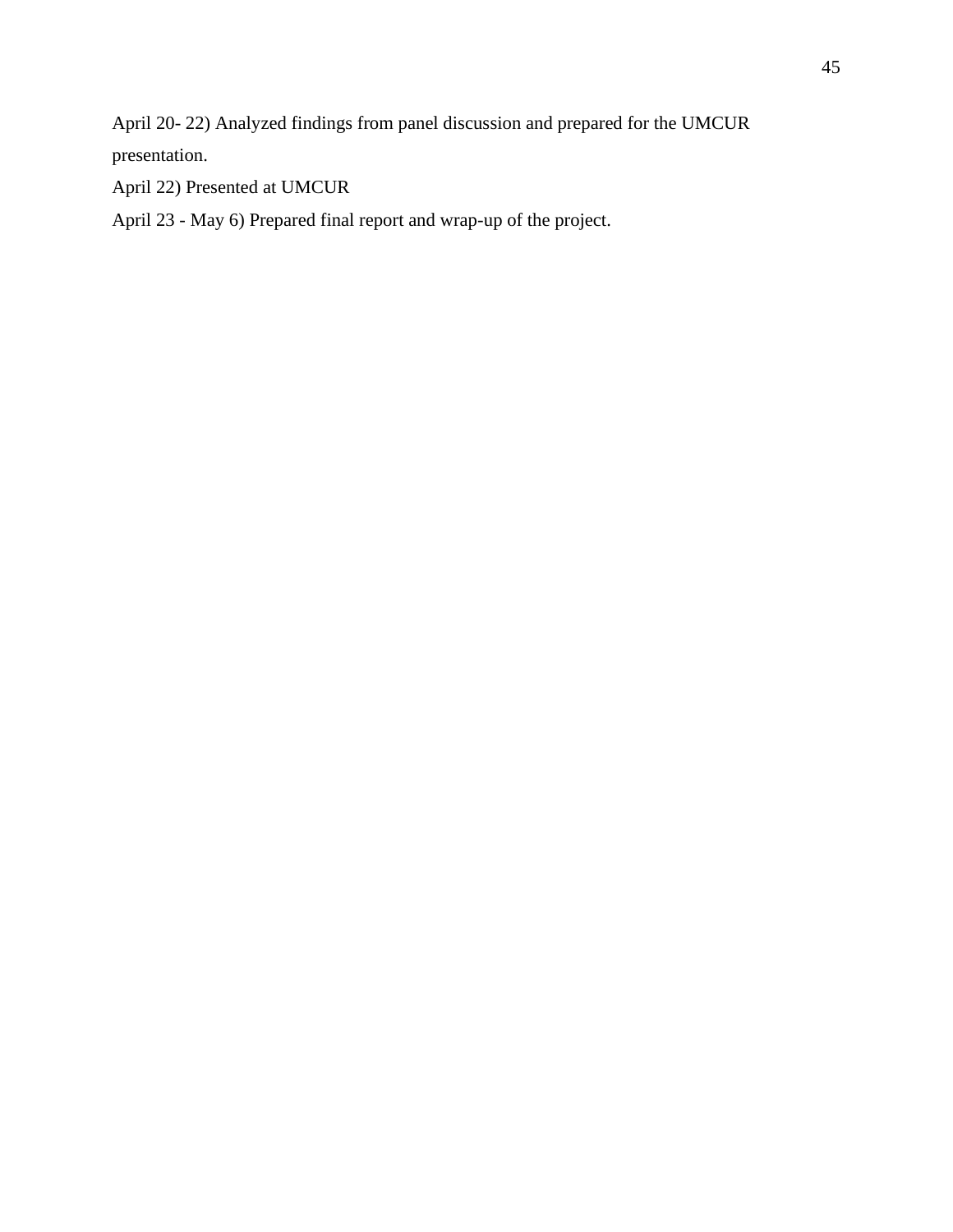April 20- 22) Analyzed findings from panel discussion and prepared for the UMCUR presentation.

April 22) Presented at UMCUR

April 23 - May 6) Prepared final report and wrap-up of the project.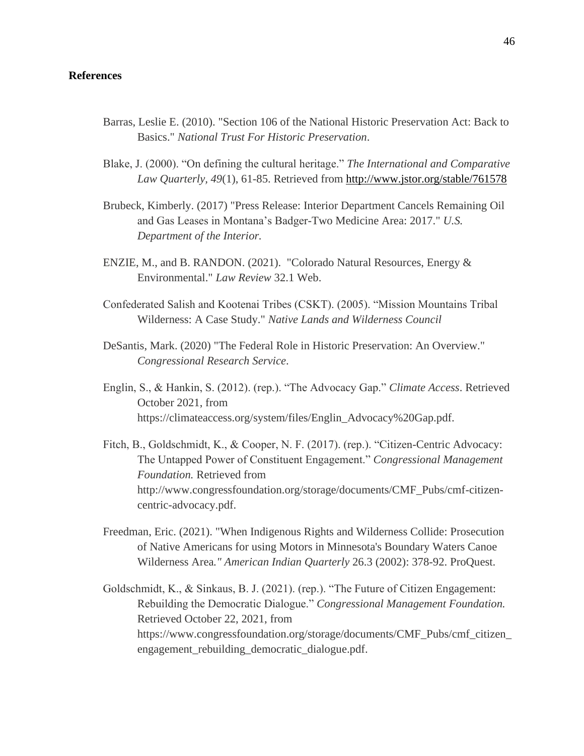**References**

Barras, Leslie E. (2010). "Section 106 of the National Historic Preservation Act: Back to Basics." *National Trust For Historic Preservation*.

Blake, J. (2000). "On defining the cultural heritage." *The International and Comparative Law Quarterly*, *49*(1), 61-85. Retrieved from http://www.jstor.org/stable/761578

Brubeck, Kimberly. (2017) "Press Release: Interior Department Cancels Remaining Oil and Gas Leases in Montana's Badger-Two Medicine Area: 2017." *U.S. Department of the Interior.*

ENZIE, M., and B. RANDON. (2021). "Colorado Natural Resources, Energy & Environmental." *Law Review* 32.1 Web.

Confederated Salish and Kootenai Tribes (CSKT). (2005). "Mission Mountains Tribal Wilderness: A Case Study." *Native Lands and Wilderness Council*

DeSantis, Mark. (2020) "The Federal Role in Historic Preservation: An Overview." *Congressional Research Service*.

Englin, S., & Hankin, S. (2012). (rep.). "The Advocacy Gap." *Climate Access*. Retrieved October 2021, from https://climateaccess.org/system/files/Englin_Advocacy%20Gap.pdf.

Fitch, B., Goldschmidt, K., & Cooper, N. F. (2017). (rep.). "Citizen-Centric Advocacy: The Untapped Power of Constituent Engagement." *Congressional Management Foundation.* Retrieved from http://www.congressfoundation.org/storage/documents/CMF_Pubs/cmf-citizen-centric-advocacy.pdf.

Freedman, Eric. (2021). "When Indigenous Rights and Wilderness Collide: Prosecution of Native Americans for using Motors in Minnesota's Boundary Waters Canoe Wilderness Area*." American Indian Quarterly* 26.3 (2002): 378-92. ProQuest.

Goldschmidt, K., & Sinkaus, B. J. (2021). (rep.). "The Future of Citizen Engagement: Rebuilding the Democratic Dialogue." *Congressional Management Foundation.* Retrieved October 22, 2021, from https://www.congressfoundation.org/storage/documents/CMF_Pubs/cmf_citizen_engagement_rebuilding_democratic_dialogue.pdf.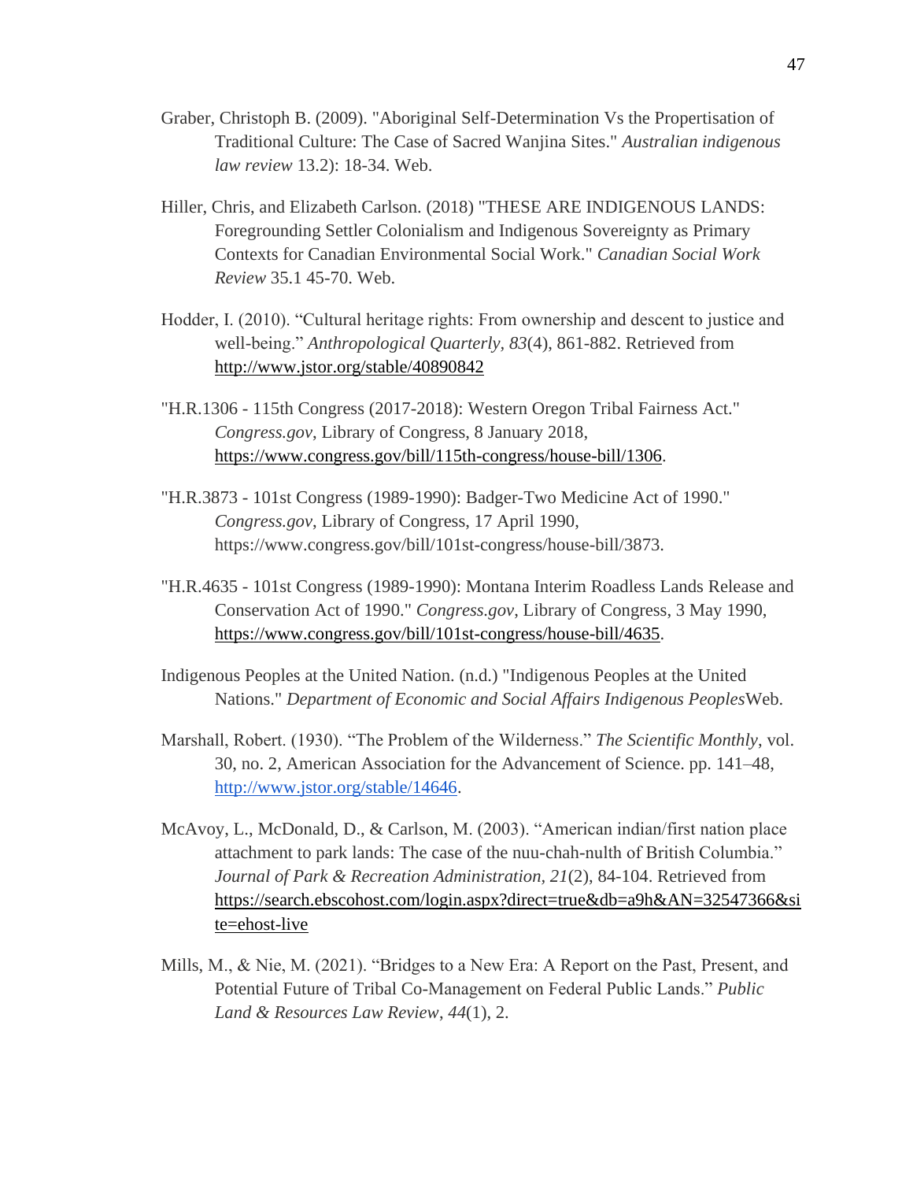Graber, Christoph B. (2009). "Aboriginal Self-Determination Vs the Propertisation of Traditional Culture: The Case of Sacred Wanjina Sites." *Australian indigenous law review* 13.2): 18-34. Web.

Hiller, Chris, and Elizabeth Carlson. (2018) "THESE ARE INDIGENOUS LANDS: Foregrounding Settler Colonialism and Indigenous Sovereignty as Primary Contexts for Canadian Environmental Social Work." *Canadian Social Work Review* 35.1 45-70. Web.

Hodder, I. (2010). "Cultural heritage rights: From ownership and descent to justice and well-being." *Anthropological Quarterly*, *83*(4), 861-882. Retrieved from http://www.jstor.org/stable/40890842

"H.R.1306 - 115th Congress (2017-2018): Western Oregon Tribal Fairness Act." *Congress.gov*, Library of Congress, 8 January 2018, https://www.congress.gov/bill/115th-congress/house-bill/1306.

"H.R.3873 - 101st Congress (1989-1990): Badger-Two Medicine Act of 1990." *Congress.gov*, Library of Congress, 17 April 1990, https://www.congress.gov/bill/101st-congress/house-bill/3873.

"H.R.4635 - 101st Congress (1989-1990): Montana Interim Roadless Lands Release and Conservation Act of 1990." *Congress.gov*, Library of Congress, 3 May 1990, https://www.congress.gov/bill/101st-congress/house-bill/4635.

Indigenous Peoples at the United Nation. (n.d.) "Indigenous Peoples at the United Nations." *Department of Economic and Social Affairs Indigenous Peoples*Web.

Marshall, Robert. (1930). "The Problem of the Wilderness." *The Scientific Monthly*, vol. 30, no. 2, American Association for the Advancement of Science. pp. 141–48, http://www.jstor.org/stable/14646.

McAvoy, L., McDonald, D., & Carlson, M. (2003). "American indian/first nation place attachment to park lands: The case of the nuu-chah-nulth of British Columbia." *Journal of Park & Recreation Administration*, *21*(2), 84-104. Retrieved from https://search.ebscohost.com/login.aspx?direct=true&db=a9h&AN=32547366&site=ehost-live

Mills, M., & Nie, M. (2021). "Bridges to a New Era: A Report on the Past, Present, and Potential Future of Tribal Co-Management on Federal Public Lands." *Public Land & Resources Law Review*, *44*(1), 2.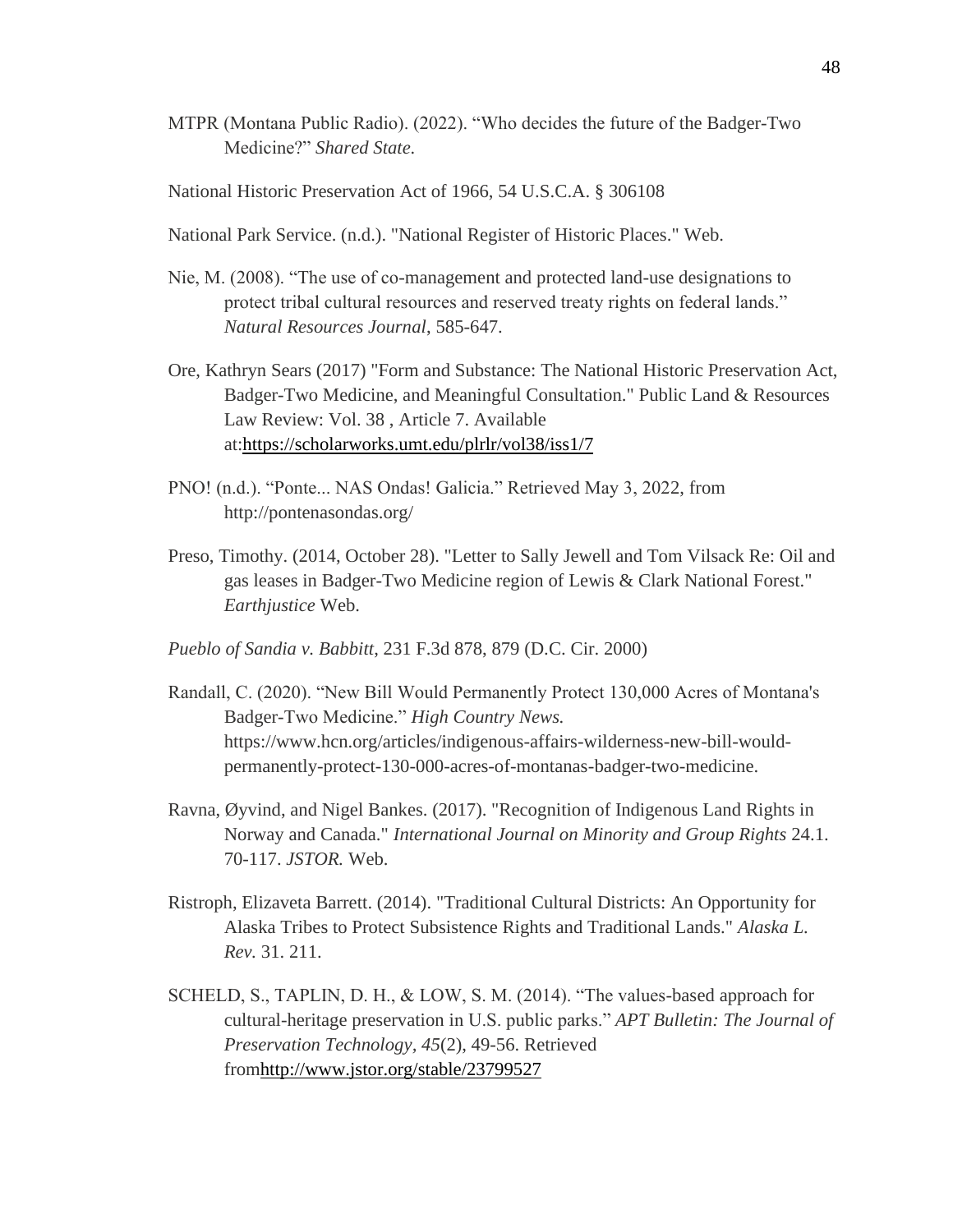MTPR (Montana Public Radio). (2022). “Who decides the future of the Badger-Two Medicine?” *Shared State.*

National Historic Preservation Act of 1966, 54 U.S.C.A. § 306108

National Park Service. (n.d.). "National Register of Historic Places." Web.

Nie, M. (2008). “The use of co-management and protected land-use designations to protect tribal cultural resources and reserved treaty rights on federal lands.” *Natural Resources Journal*, 585-647.

Ore, Kathryn Sears (2017) "Form and Substance: The National Historic Preservation Act, Badger-Two Medicine, and Meaningful Consultation." Public Land & Resources Law Review: Vol. 38 , Article 7. Available at:https://scholarworks.umt.edu/plrlr/vol38/iss1/7

PNO! (n.d.). “Ponte... NAS Ondas! Galicia.” Retrieved May 3, 2022, from http://pontenasondas.org/

Preso, Timothy. (2014, October 28). "Letter to Sally Jewell and Tom Vilsack Re: Oil and gas leases in Badger-Two Medicine region of Lewis & Clark National Forest." *Earthjustice* Web.

*Pueblo of Sandia v. Babbitt*, 231 F.3d 878, 879 (D.C. Cir. 2000)

Randall, C. (2020). “New Bill Would Permanently Protect 130,000 Acres of Montana's Badger-Two Medicine.” *High Country News.* https://www.hcn.org/articles/indigenous-affairs-wilderness-new-bill-would-permanently-protect-130-000-acres-of-montanas-badger-two-medicine.

Ravna, Øyvind, and Nigel Bankes. (2017). "Recognition of Indigenous Land Rights in Norway and Canada." *International Journal on Minority and Group Rights* 24.1. 70-117. *JSTOR.* Web.

Ristroph, Elizaveta Barrett. (2014). "Traditional Cultural Districts: An Opportunity for Alaska Tribes to Protect Subsistence Rights and Traditional Lands." *Alaska L. Rev.* 31. 211.

SCHELD, S., TAPLIN, D. H., & LOW, S. M. (2014). “The values-based approach for cultural-heritage preservation in U.S. public parks.” *APT Bulletin: The Journal of Preservation Technology*, *45*(2), 49-56. Retrieved fromhttp://www.jstor.org/stable/23799527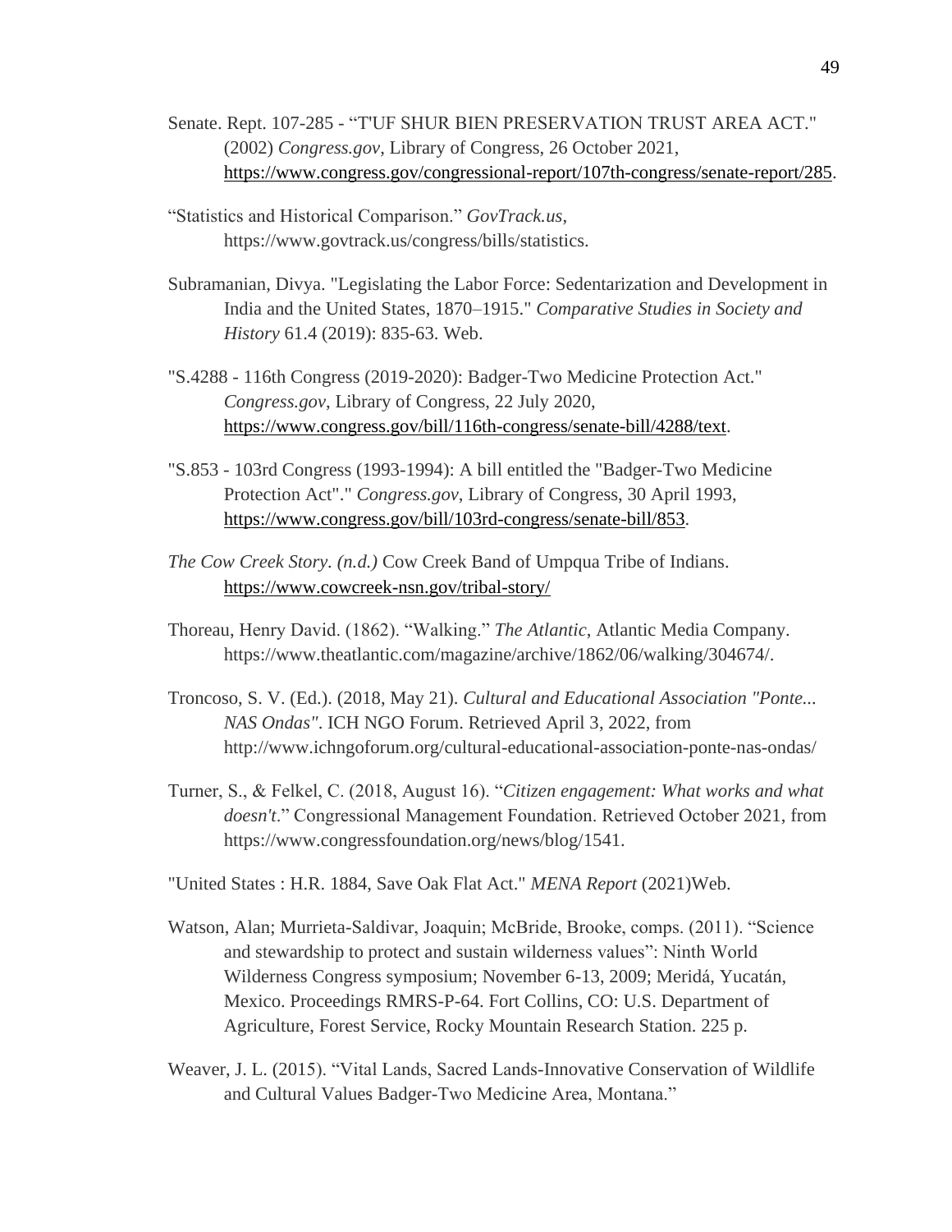Senate. Rept. 107-285 - "T'UF SHUR BIEN PRESERVATION TRUST AREA ACT." (2002) *Congress.gov*, Library of Congress, 26 October 2021, https://www.congress.gov/congressional-report/107th-congress/senate-report/285.

"Statistics and Historical Comparison." *GovTrack.us*, https://www.govtrack.us/congress/bills/statistics.

Subramanian, Divya. "Legislating the Labor Force: Sedentarization and Development in India and the United States, 1870–1915." *Comparative Studies in Society and History* 61.4 (2019): 835-63. Web.

"S.4288 - 116th Congress (2019-2020): Badger-Two Medicine Protection Act." *Congress.gov*, Library of Congress, 22 July 2020, https://www.congress.gov/bill/116th-congress/senate-bill/4288/text.

"S.853 - 103rd Congress (1993-1994): A bill entitled the "Badger-Two Medicine Protection Act"." *Congress.gov*, Library of Congress, 30 April 1993, https://www.congress.gov/bill/103rd-congress/senate-bill/853.

*The Cow Creek Story. (n.d.)* Cow Creek Band of Umpqua Tribe of Indians. https://www.cowcreek-nsn.gov/tribal-story/

Thoreau, Henry David. (1862). "Walking." *The Atlantic*, Atlantic Media Company. https://www.theatlantic.com/magazine/archive/1862/06/walking/304674/.

Troncoso, S. V. (Ed.). (2018, May 21). *Cultural and Educational Association "Ponte... NAS Ondas"*. ICH NGO Forum. Retrieved April 3, 2022, from http://www.ichngoforum.org/cultural-educational-association-ponte-nas-ondas/

Turner, S., & Felkel, C. (2018, August 16). "*Citizen engagement: What works and what doesn't*." Congressional Management Foundation. Retrieved October 2021, from https://www.congressfoundation.org/news/blog/1541.

"United States : H.R. 1884, Save Oak Flat Act." *MENA Report* (2021)Web.

Watson, Alan; Murrieta-Saldivar, Joaquin; McBride, Brooke, comps. (2011). "Science and stewardship to protect and sustain wilderness values": Ninth World Wilderness Congress symposium; November 6-13, 2009; Meridá, Yucatán, Mexico. Proceedings RMRS-P-64. Fort Collins, CO: U.S. Department of Agriculture, Forest Service, Rocky Mountain Research Station. 225 p.

Weaver, J. L. (2015). "Vital Lands, Sacred Lands-Innovative Conservation of Wildlife and Cultural Values Badger-Two Medicine Area, Montana."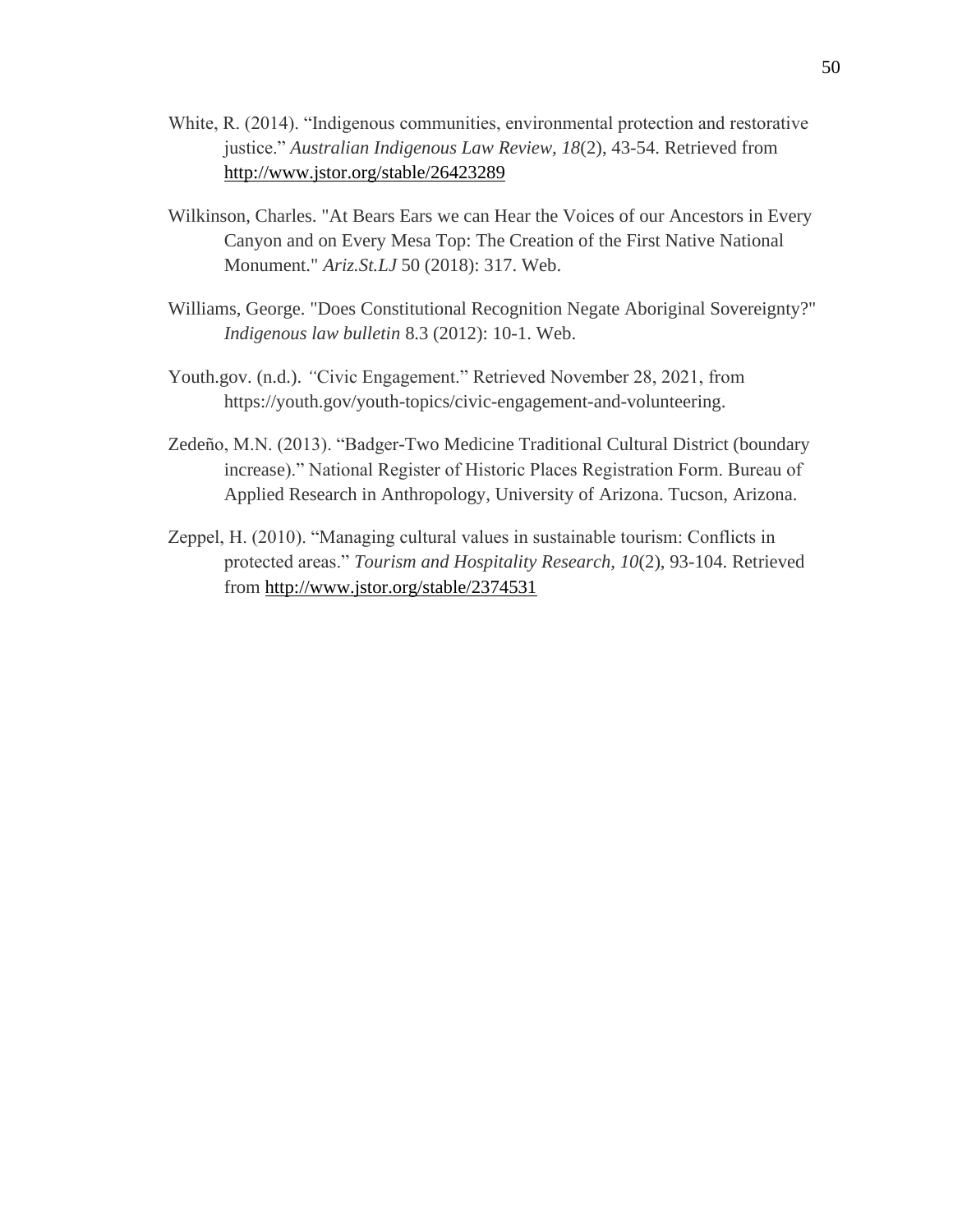White, R. (2014). “Indigenous communities, environmental protection and restorative justice.” *Australian Indigenous Law Review, 18*(2), 43-54. Retrieved from http://www.jstor.org/stable/26423289

Wilkinson, Charles. "At Bears Ears we can Hear the Voices of our Ancestors in Every Canyon and on Every Mesa Top: The Creation of the First Native National Monument." *Ariz.St.LJ* 50 (2018): 317. Web.

Williams, George. "Does Constitutional Recognition Negate Aboriginal Sovereignty?" *Indigenous law bulletin* 8.3 (2012): 10-1. Web.

Youth.gov. (n.d.). “Civic Engagement.” Retrieved November 28, 2021, from https://youth.gov/youth-topics/civic-engagement-and-volunteering.

Zedeño, M.N. (2013). “Badger-Two Medicine Traditional Cultural District (boundary increase).” National Register of Historic Places Registration Form. Bureau of Applied Research in Anthropology, University of Arizona. Tucson, Arizona.

Zeppel, H. (2010). “Managing cultural values in sustainable tourism: Conflicts in protected areas.” *Tourism and Hospitality Research, 10*(2), 93-104. Retrieved from http://www.jstor.org/stable/2374531